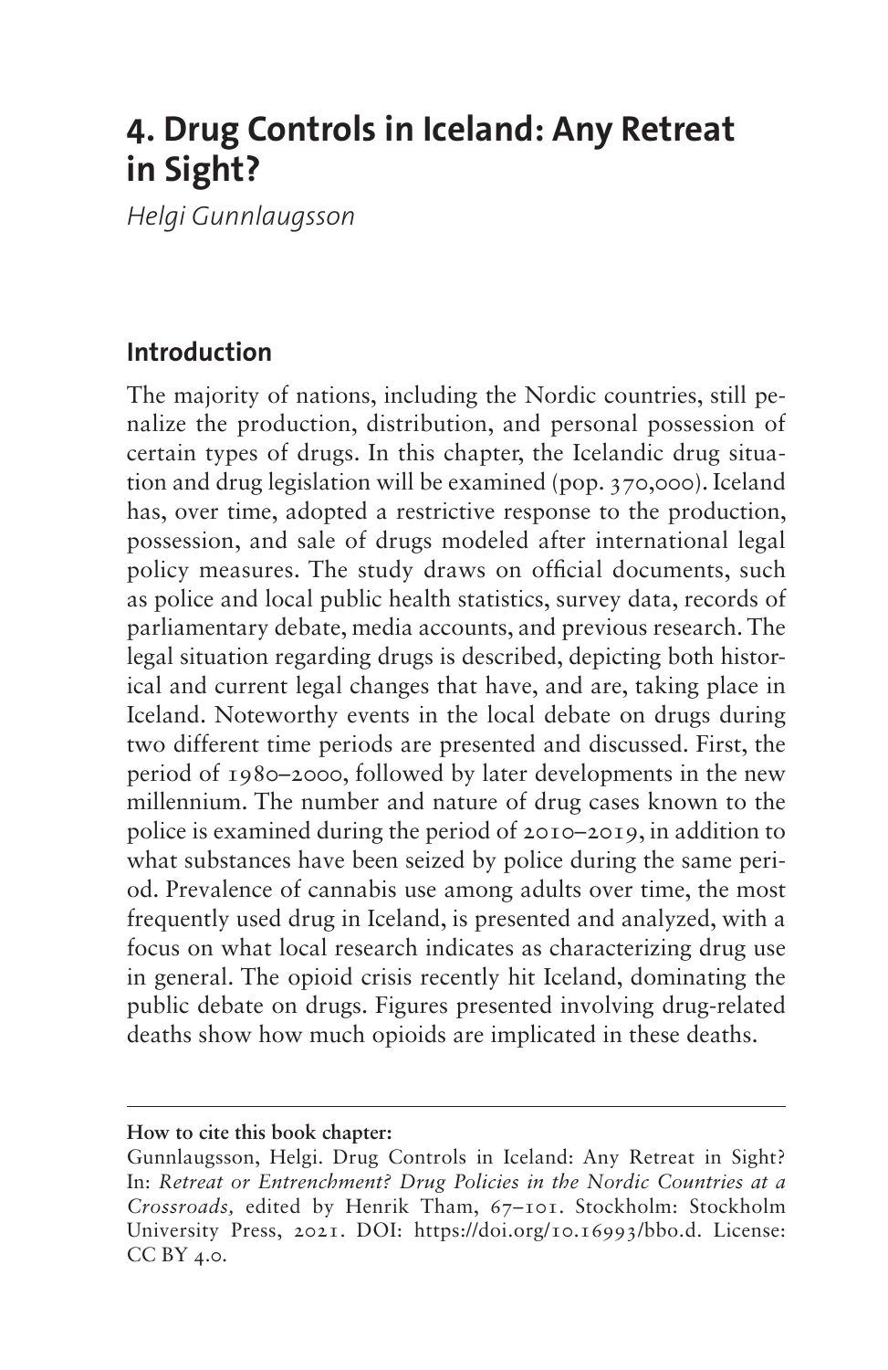# 4. Drug Controls in Iceland: Any Retreat in Sight?

*Helgi Gunnlaugsson*

## Introduction

The majority of nations, including the Nordic countries, still penalize the production, distribution, and personal possession of certain types of drugs. In this chapter, the Icelandic drug situation and drug legislation will be examined (pop. 370,000). Iceland has, over time, adopted a restrictive response to the production, possession, and sale of drugs modeled after international legal policy measures. The study draws on official documents, such as police and local public health statistics, survey data, records of parliamentary debate, media accounts, and previous research. The legal situation regarding drugs is described, depicting both historical and current legal changes that have, and are, taking place in Iceland. Noteworthy events in the local debate on drugs during two different time periods are presented and discussed. First, the period of 1980–2000, followed by later developments in the new millennium. The number and nature of drug cases known to the police is examined during the period of 2010–2019, in addition to what substances have been seized by police during the same period. Prevalence of cannabis use among adults over time, the most frequently used drug in Iceland, is presented and analyzed, with a focus on what local research indicates as characterizing drug use in general. The opioid crisis recently hit Iceland, dominating the public debate on drugs. Figures presented involving drug-related deaths show how much opioids are implicated in these deaths.

---

**How to cite this book chapter:**

Gunnlaugsson, Helgi. Drug Controls in Iceland: Any Retreat in Sight? In: *Retreat or Entrenchment? Drug Policies in the Nordic Countries at a Crossroads,* edited by Henrik Tham, 67–101. Stockholm: Stockholm University Press, 2021. DOI: https://doi.org/10.16993/bbo.d. License: CC BY 4.0.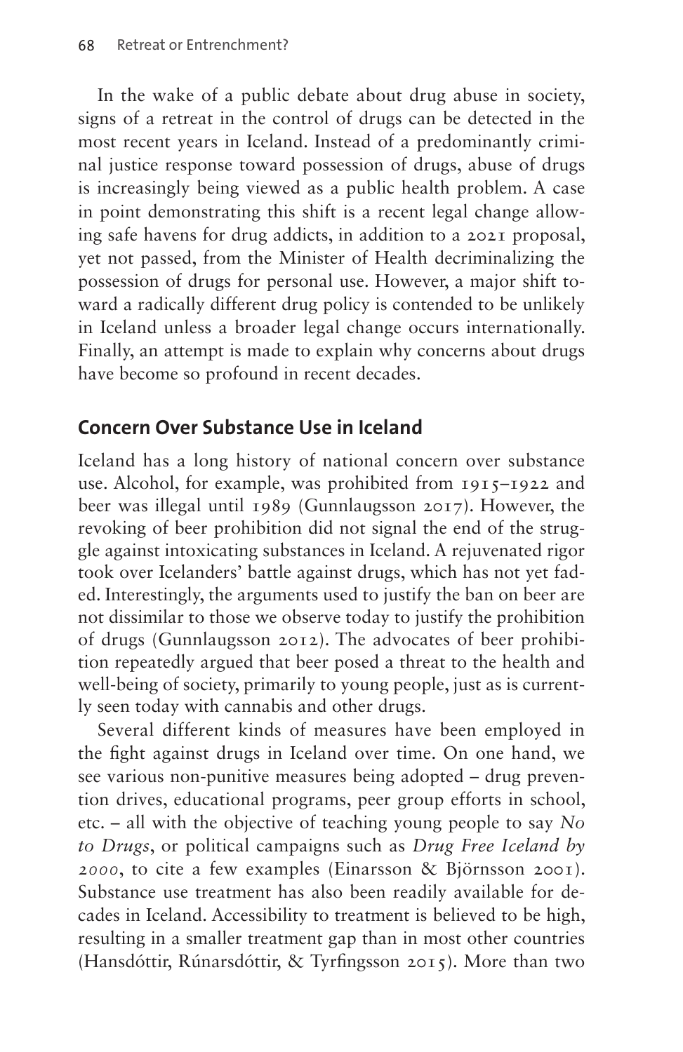In the wake of a public debate about drug abuse in society, signs of a retreat in the control of drugs can be detected in the most recent years in Iceland. Instead of a predominantly criminal justice response toward possession of drugs, abuse of drugs is increasingly being viewed as a public health problem. A case in point demonstrating this shift is a recent legal change allowing safe havens for drug addicts, in addition to a 2021 proposal, yet not passed, from the Minister of Health decriminalizing the possession of drugs for personal use. However, a major shift toward a radically different drug policy is contended to be unlikely in Iceland unless a broader legal change occurs internationally. Finally, an attempt is made to explain why concerns about drugs have become so profound in recent decades.

## Concern Over Substance Use in Iceland

Iceland has a long history of national concern over substance use. Alcohol, for example, was prohibited from 1915–1922 and beer was illegal until 1989 (Gunnlaugsson 2017). However, the revoking of beer prohibition did not signal the end of the struggle against intoxicating substances in Iceland. A rejuvenated rigor took over Icelanders' battle against drugs, which has not yet faded. Interestingly, the arguments used to justify the ban on beer are not dissimilar to those we observe today to justify the prohibition of drugs (Gunnlaugsson 2012). The advocates of beer prohibition repeatedly argued that beer posed a threat to the health and well-being of society, primarily to young people, just as is currently seen today with cannabis and other drugs.

Several different kinds of measures have been employed in the fight against drugs in Iceland over time. On one hand, we see various non-punitive measures being adopted – drug prevention drives, educational programs, peer group efforts in school, etc. – all with the objective of teaching young people to say *No to Drugs*, or political campaigns such as *Drug Free Iceland by 2000*, to cite a few examples (Einarsson & Björnsson 2001). Substance use treatment has also been readily available for decades in Iceland. Accessibility to treatment is believed to be high, resulting in a smaller treatment gap than in most other countries (Hansdóttir, Rúnarsdóttir, & Tyrfingsson 2015). More than two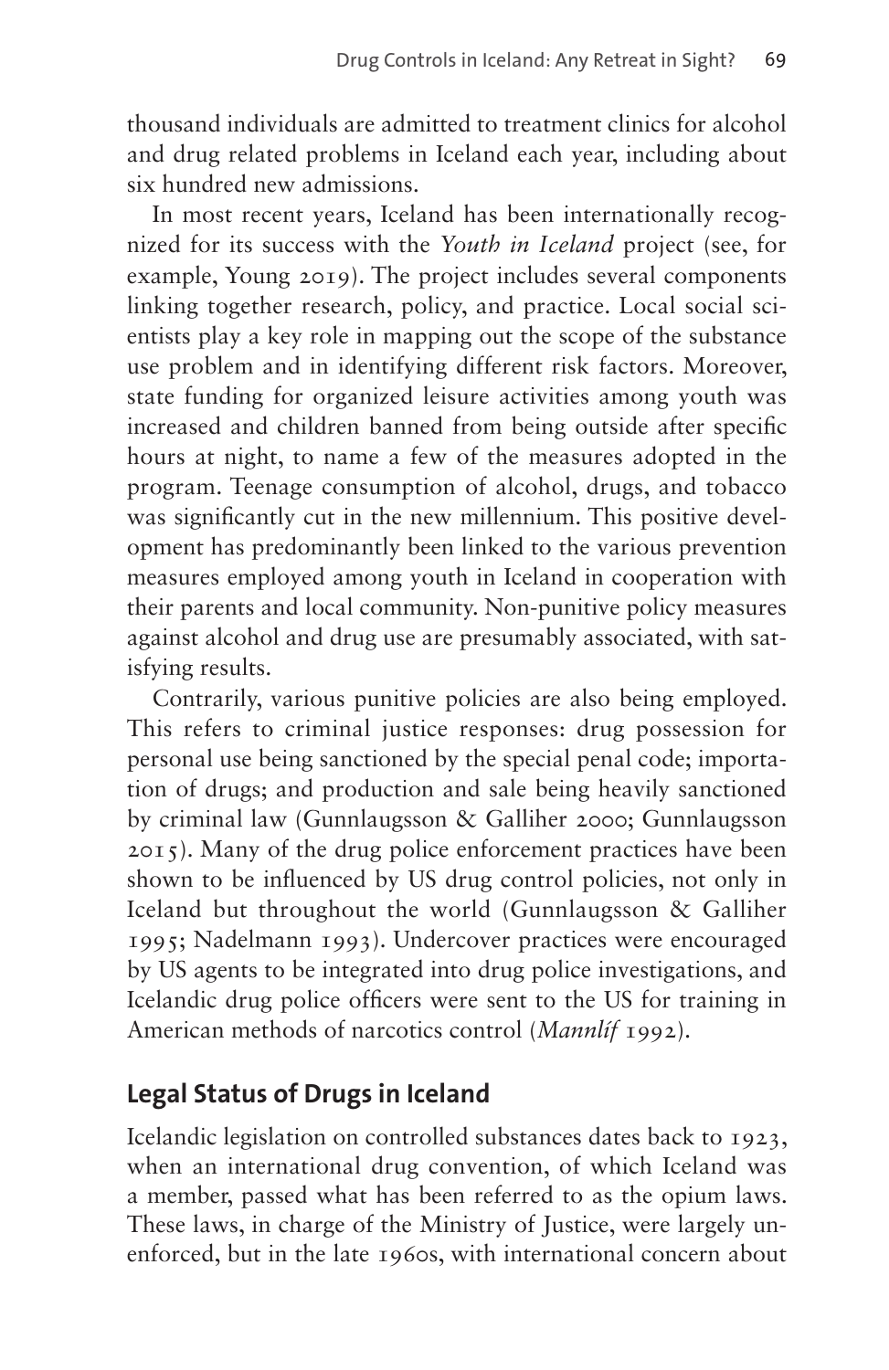thousand individuals are admitted to treatment clinics for alcohol and drug related problems in Iceland each year, including about six hundred new admissions.

In most recent years, Iceland has been internationally recognized for its success with the *Youth in Iceland* project (see, for example, Young 2019). The project includes several components linking together research, policy, and practice. Local social scientists play a key role in mapping out the scope of the substance use problem and in identifying different risk factors. Moreover, state funding for organized leisure activities among youth was increased and children banned from being outside after specific hours at night, to name a few of the measures adopted in the program. Teenage consumption of alcohol, drugs, and tobacco was significantly cut in the new millennium. This positive development has predominantly been linked to the various prevention measures employed among youth in Iceland in cooperation with their parents and local community. Non-punitive policy measures against alcohol and drug use are presumably associated, with satisfying results.

Contrarily, various punitive policies are also being employed. This refers to criminal justice responses: drug possession for personal use being sanctioned by the special penal code; importation of drugs; and production and sale being heavily sanctioned by criminal law (Gunnlaugsson & Galliher 2000; Gunnlaugsson 2015). Many of the drug police enforcement practices have been shown to be influenced by US drug control policies, not only in Iceland but throughout the world (Gunnlaugsson & Galliher 1995; Nadelmann 1993). Undercover practices were encouraged by US agents to be integrated into drug police investigations, and Icelandic drug police officers were sent to the US for training in American methods of narcotics control (*Mannlíf* 1992).

## Legal Status of Drugs in Iceland

Icelandic legislation on controlled substances dates back to 1923, when an international drug convention, of which Iceland was a member, passed what has been referred to as the opium laws. These laws, in charge of the Ministry of Justice, were largely unenforced, but in the late 1960s, with international concern about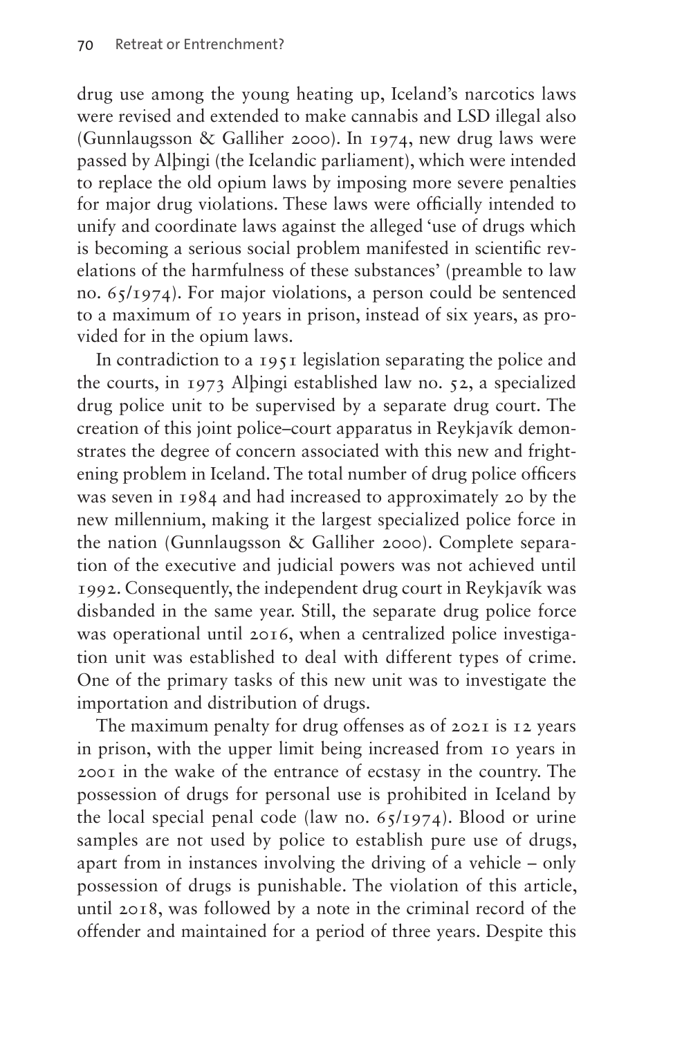drug use among the young heating up, Iceland's narcotics laws were revised and extended to make cannabis and LSD illegal also (Gunnlaugsson & Galliher 2000). In 1974, new drug laws were passed by Alþingi (the Icelandic parliament), which were intended to replace the old opium laws by imposing more severe penalties for major drug violations. These laws were officially intended to unify and coordinate laws against the alleged 'use of drugs which is becoming a serious social problem manifested in scientific revelations of the harmfulness of these substances' (preamble to law no. 65/1974). For major violations, a person could be sentenced to a maximum of 10 years in prison, instead of six years, as provided for in the opium laws.

In contradiction to a 1951 legislation separating the police and the courts, in 1973 Alþingi established law no. 52, a specialized drug police unit to be supervised by a separate drug court. The creation of this joint police–court apparatus in Reykjavík demonstrates the degree of concern associated with this new and frightening problem in Iceland. The total number of drug police officers was seven in 1984 and had increased to approximately 20 by the new millennium, making it the largest specialized police force in the nation (Gunnlaugsson & Galliher 2000). Complete separation of the executive and judicial powers was not achieved until 1992. Consequently, the independent drug court in Reykjavík was disbanded in the same year. Still, the separate drug police force was operational until 2016, when a centralized police investigation unit was established to deal with different types of crime. One of the primary tasks of this new unit was to investigate the importation and distribution of drugs.

The maximum penalty for drug offenses as of 2021 is 12 years in prison, with the upper limit being increased from 10 years in 2001 in the wake of the entrance of ecstasy in the country. The possession of drugs for personal use is prohibited in Iceland by the local special penal code (law no. 65/1974). Blood or urine samples are not used by police to establish pure use of drugs, apart from in instances involving the driving of a vehicle – only possession of drugs is punishable. The violation of this article, until 2018, was followed by a note in the criminal record of the offender and maintained for a period of three years. Despite this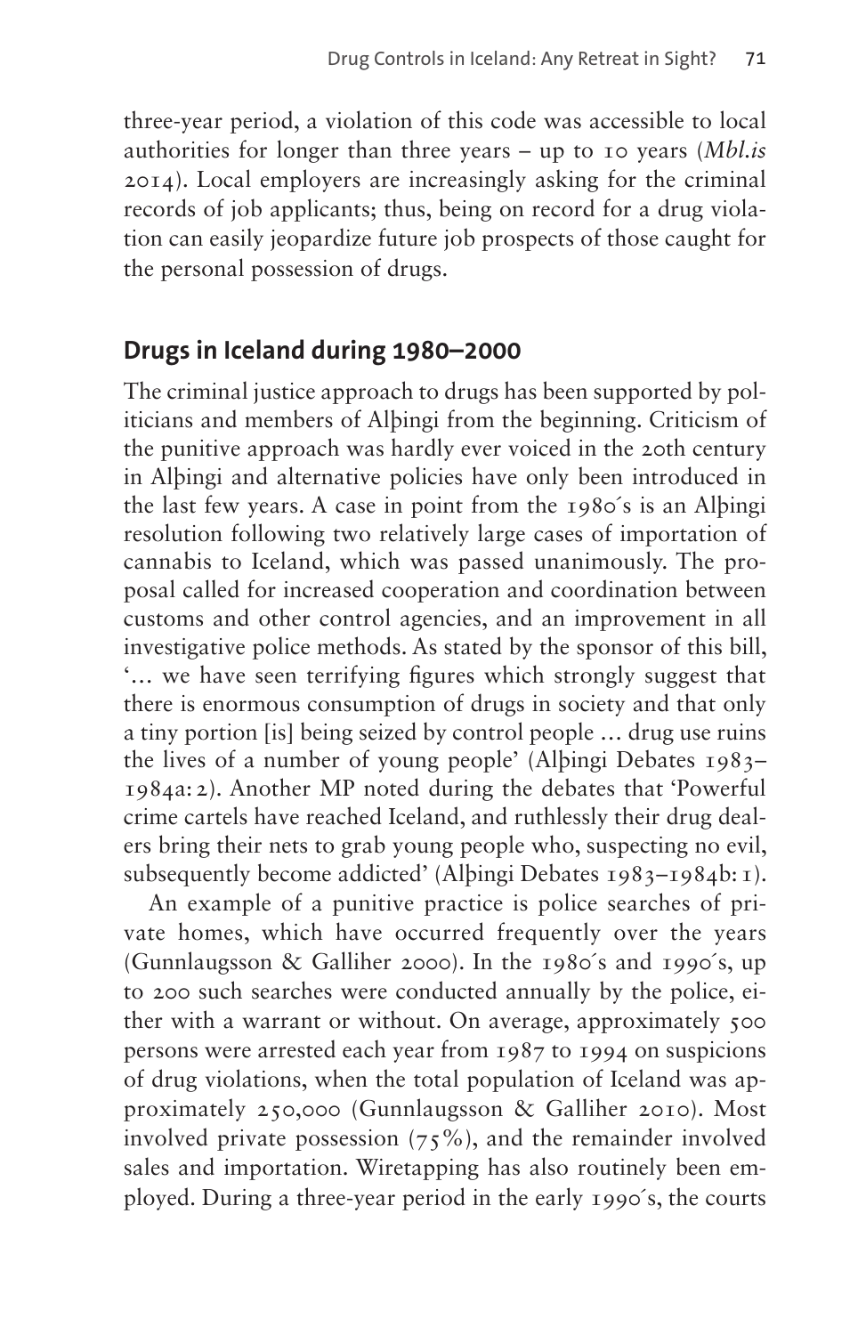three-year period, a violation of this code was accessible to local authorities for longer than three years – up to 10 years (*Mbl.is* 2014). Local employers are increasingly asking for the criminal records of job applicants; thus, being on record for a drug violation can easily jeopardize future job prospects of those caught for the personal possession of drugs.

## Drugs in Iceland during 1980–2000

The criminal justice approach to drugs has been supported by politicians and members of Alþingi from the beginning. Criticism of the punitive approach was hardly ever voiced in the 20th century in Alþingi and alternative policies have only been introduced in the last few years. A case in point from the 1980´s is an Alþingi resolution following two relatively large cases of importation of cannabis to Iceland, which was passed unanimously. The proposal called for increased cooperation and coordination between customs and other control agencies, and an improvement in all investigative police methods. As stated by the sponsor of this bill, '… we have seen terrifying figures which strongly suggest that there is enormous consumption of drugs in society and that only a tiny portion [is] being seized by control people … drug use ruins the lives of a number of young people' (Alþingi Debates 1983–1984a: 2). Another MP noted during the debates that 'Powerful crime cartels have reached Iceland, and ruthlessly their drug dealers bring their nets to grab young people who, suspecting no evil, subsequently become addicted' (Alþingi Debates 1983–1984b: 1).

An example of a punitive practice is police searches of private homes, which have occurred frequently over the years (Gunnlaugsson & Galliher 2000). In the 1980´s and 1990´s, up to 200 such searches were conducted annually by the police, either with a warrant or without. On average, approximately 500 persons were arrested each year from 1987 to 1994 on suspicions of drug violations, when the total population of Iceland was approximately 250,000 (Gunnlaugsson & Galliher 2010). Most involved private possession (75%), and the remainder involved sales and importation. Wiretapping has also routinely been employed. During a three-year period in the early 1990´s, the courts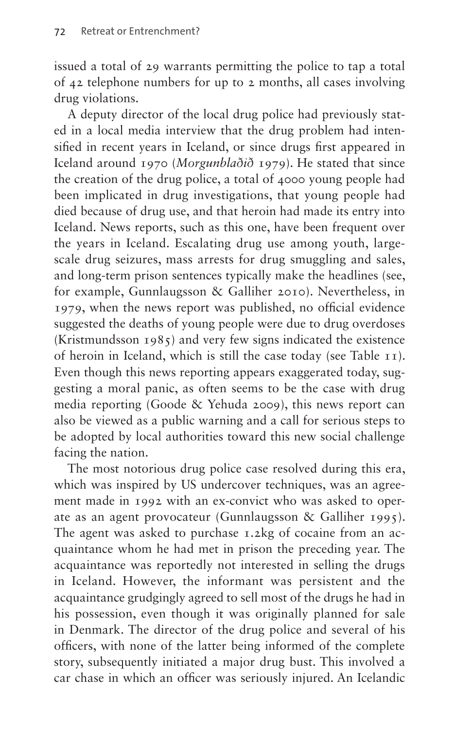issued a total of 29 warrants permitting the police to tap a total of 42 telephone numbers for up to 2 months, all cases involving drug violations.

A deputy director of the local drug police had previously stated in a local media interview that the drug problem had intensified in recent years in Iceland, or since drugs first appeared in Iceland around 1970 (*Morgunblaðið* 1979). He stated that since the creation of the drug police, a total of 4000 young people had been implicated in drug investigations, that young people had died because of drug use, and that heroin had made its entry into Iceland. News reports, such as this one, have been frequent over the years in Iceland. Escalating drug use among youth, large-scale drug seizures, mass arrests for drug smuggling and sales, and long-term prison sentences typically make the headlines (see, for example, Gunnlaugsson & Galliher 2010). Nevertheless, in 1979, when the news report was published, no official evidence suggested the deaths of young people were due to drug overdoses (Kristmundsson 1985) and very few signs indicated the existence of heroin in Iceland, which is still the case today (see Table 11). Even though this news reporting appears exaggerated today, suggesting a moral panic, as often seems to be the case with drug media reporting (Goode & Yehuda 2009), this news report can also be viewed as a public warning and a call for serious steps to be adopted by local authorities toward this new social challenge facing the nation.

The most notorious drug police case resolved during this era, which was inspired by US undercover techniques, was an agreement made in 1992 with an ex-convict who was asked to operate as an agent provocateur (Gunnlaugsson & Galliher 1995). The agent was asked to purchase 1.2kg of cocaine from an acquaintance whom he had met in prison the preceding year. The acquaintance was reportedly not interested in selling the drugs in Iceland. However, the informant was persistent and the acquaintance grudgingly agreed to sell most of the drugs he had in his possession, even though it was originally planned for sale in Denmark. The director of the drug police and several of his officers, with none of the latter being informed of the complete story, subsequently initiated a major drug bust. This involved a car chase in which an officer was seriously injured. An Icelandic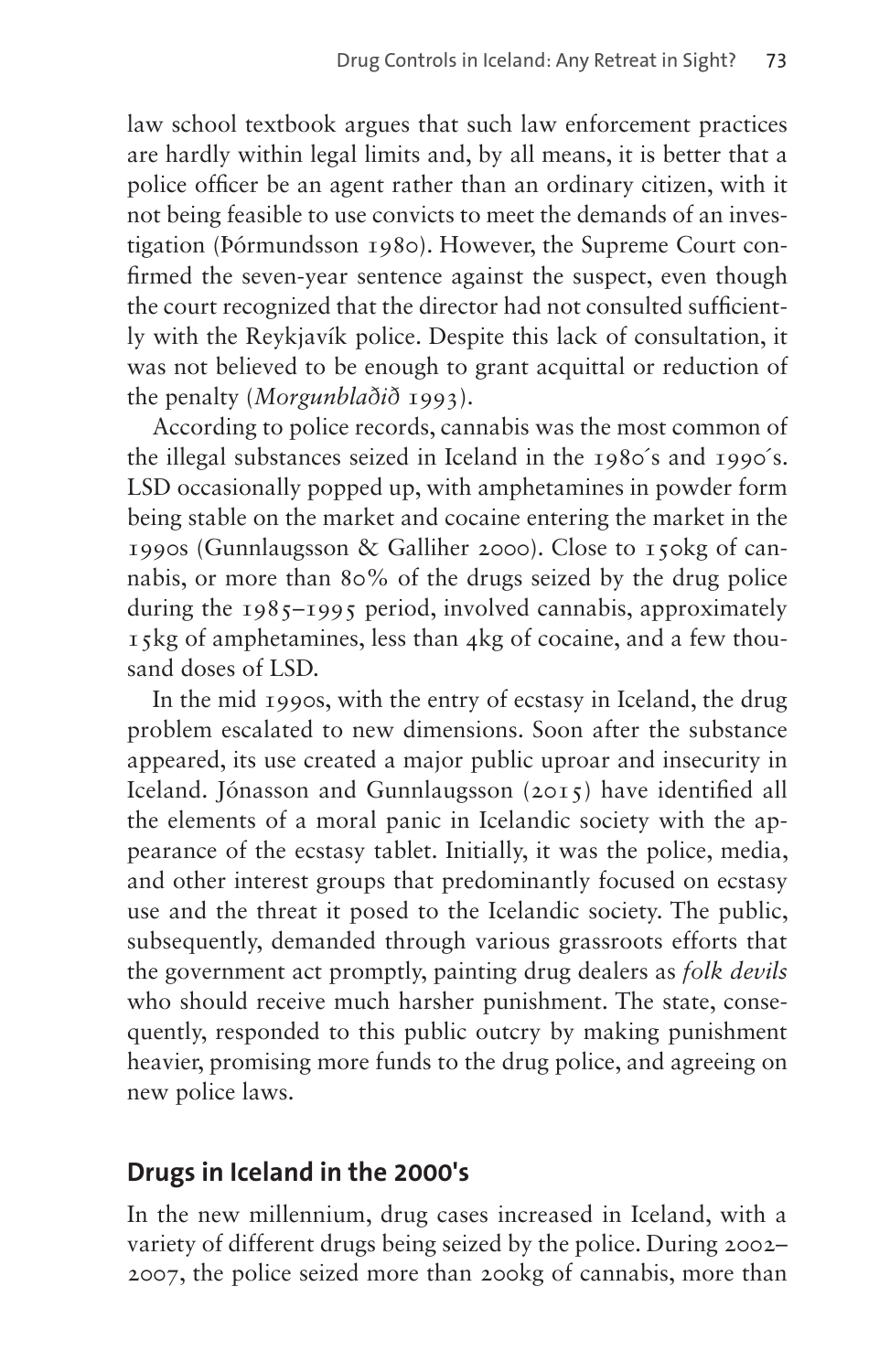law school textbook argues that such law enforcement practices are hardly within legal limits and, by all means, it is better that a police officer be an agent rather than an ordinary citizen, with it not being feasible to use convicts to meet the demands of an investigation (Þórmundsson 1980). However, the Supreme Court confirmed the seven-year sentence against the suspect, even though the court recognized that the director had not consulted sufficiently with the Reykjavík police. Despite this lack of consultation, it was not believed to be enough to grant acquittal or reduction of the penalty (*Morgunblaðið* 1993).

According to police records, cannabis was the most common of the illegal substances seized in Iceland in the 1980´s and 1990´s. LSD occasionally popped up, with amphetamines in powder form being stable on the market and cocaine entering the market in the 1990s (Gunnlaugsson & Galliher 2000). Close to 150kg of cannabis, or more than 80% of the drugs seized by the drug police during the 1985–1995 period, involved cannabis, approximately 15kg of amphetamines, less than 4kg of cocaine, and a few thousand doses of LSD.

In the mid 1990s, with the entry of ecstasy in Iceland, the drug problem escalated to new dimensions. Soon after the substance appeared, its use created a major public uproar and insecurity in Iceland. Jónasson and Gunnlaugsson (2015) have identified all the elements of a moral panic in Icelandic society with the appearance of the ecstasy tablet. Initially, it was the police, media, and other interest groups that predominantly focused on ecstasy use and the threat it posed to the Icelandic society. The public, subsequently, demanded through various grassroots efforts that the government act promptly, painting drug dealers as *folk devils* who should receive much harsher punishment. The state, consequently, responded to this public outcry by making punishment heavier, promising more funds to the drug police, and agreeing on new police laws.

## Drugs in Iceland in the 2000's

In the new millennium, drug cases increased in Iceland, with a variety of different drugs being seized by the police. During 2002–2007, the police seized more than 200kg of cannabis, more than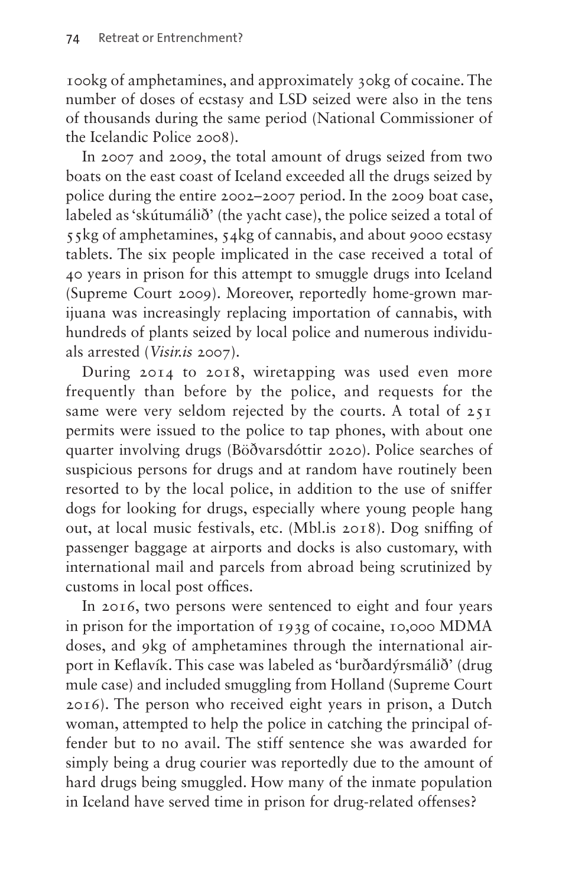100kg of amphetamines, and approximately 30kg of cocaine. The number of doses of ecstasy and LSD seized were also in the tens of thousands during the same period (National Commissioner of the Icelandic Police 2008).

In 2007 and 2009, the total amount of drugs seized from two boats on the east coast of Iceland exceeded all the drugs seized by police during the entire 2002–2007 period. In the 2009 boat case, labeled as 'skútumálið' (the yacht case), the police seized a total of 55kg of amphetamines, 54kg of cannabis, and about 9000 ecstasy tablets. The six people implicated in the case received a total of 40 years in prison for this attempt to smuggle drugs into Iceland (Supreme Court 2009). Moreover, reportedly home-grown marijuana was increasingly replacing importation of cannabis, with hundreds of plants seized by local police and numerous individuals arrested (*Visir.is* 2007).

During 2014 to 2018, wiretapping was used even more frequently than before by the police, and requests for the same were very seldom rejected by the courts. A total of 251 permits were issued to the police to tap phones, with about one quarter involving drugs (Böðvarsdóttir 2020). Police searches of suspicious persons for drugs and at random have routinely been resorted to by the local police, in addition to the use of sniffer dogs for looking for drugs, especially where young people hang out, at local music festivals, etc. (Mbl.is 2018). Dog sniffing of passenger baggage at airports and docks is also customary, with international mail and parcels from abroad being scrutinized by customs in local post offices.

In 2016, two persons were sentenced to eight and four years in prison for the importation of 193g of cocaine, 10,000 MDMA doses, and 9kg of amphetamines through the international airport in Keflavík. This case was labeled as 'burðardýrsmálið' (drug mule case) and included smuggling from Holland (Supreme Court 2016). The person who received eight years in prison, a Dutch woman, attempted to help the police in catching the principal offender but to no avail. The stiff sentence she was awarded for simply being a drug courier was reportedly due to the amount of hard drugs being smuggled. How many of the inmate population in Iceland have served time in prison for drug-related offenses?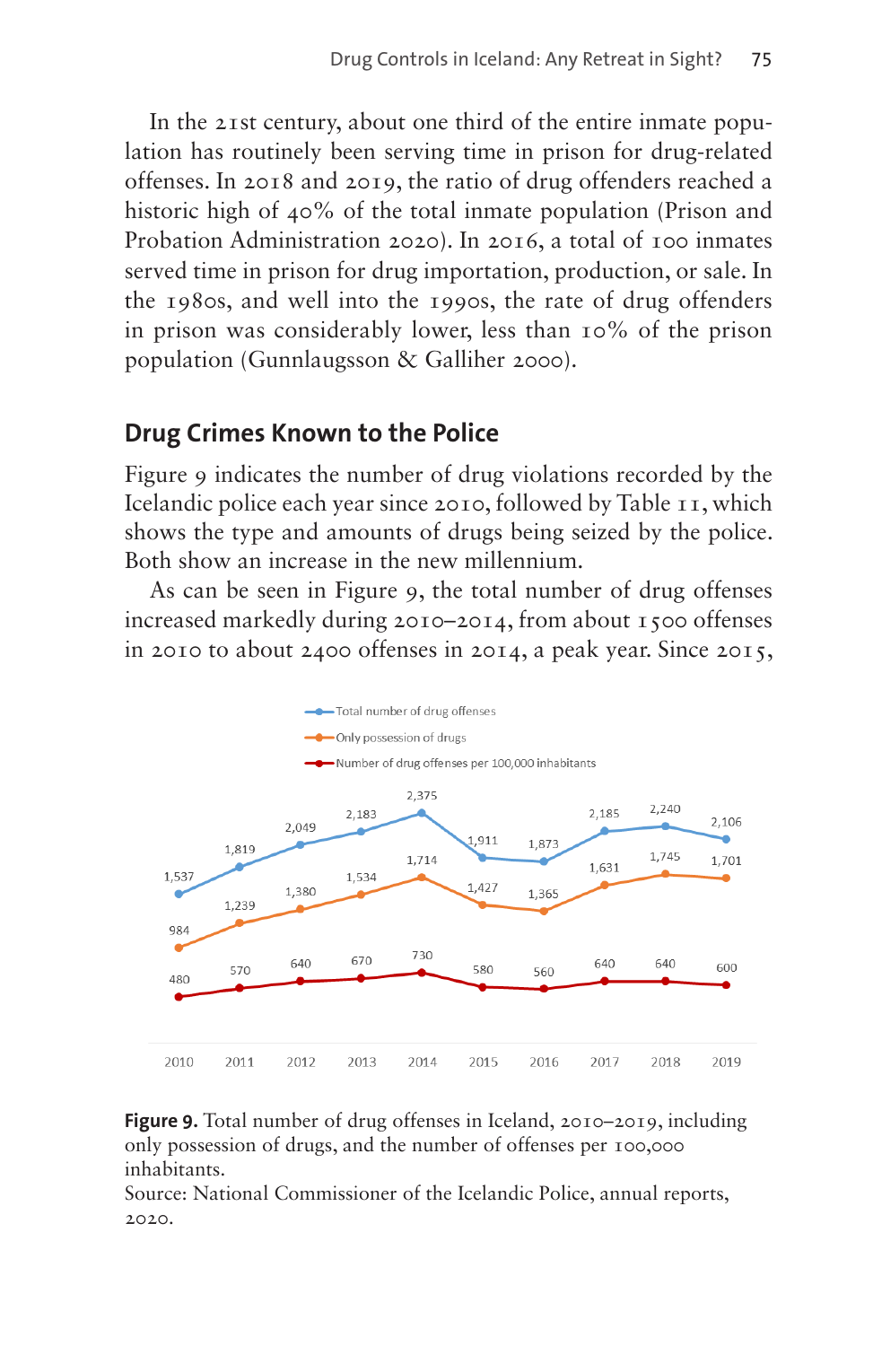In the 21st century, about one third of the entire inmate population has routinely been serving time in prison for drug-related offenses. In 2018 and 2019, the ratio of drug offenders reached a historic high of 40% of the total inmate population (Prison and Probation Administration 2020). In 2016, a total of 100 inmates served time in prison for drug importation, production, or sale. In the 1980s, and well into the 1990s, the rate of drug offenders in prison was considerably lower, less than 10% of the prison population (Gunnlaugsson & Galliher 2000).

## Drug Crimes Known to the Police

Figure 9 indicates the number of drug violations recorded by the Icelandic police each year since 2010, followed by Table 11, which shows the type and amounts of drugs being seized by the police. Both show an increase in the new millennium.

As can be seen in Figure 9, the total number of drug offenses increased markedly during 2010–2014, from about 1500 offenses in 2010 to about 2400 offenses in 2014, a peak year. Since 2015,

| | 2010 | 2011 | 2012 | 2013 | 2014 | 2015 | 2016 | 2017 | 2018 | 2019 |
|---|---|---|---|---|---|---|---|---|---|---|
| Total number of drug offenses | 1,537 | 1,819 | 2,049 | 2,183 | 2,375 | 1,911 | 1,873 | 2,185 | 2,240 | 2,106 |
| Only possession of drugs | 984 | 1,239 | 1,380 | 1,534 | 1,714 | 1,427 | 1,365 | 1,631 | 1,745 | 1,701 |
| Number of drug offenses per 100,000 inhabitants | 480 | 570 | 640 | 670 | 730 | 580 | 560 | 640 | 640 | 600 |

**Figure 9.** Total number of drug offenses in Iceland, 2010–2019, including only possession of drugs, and the number of offenses per 100,000 inhabitants.
Source: National Commissioner of the Icelandic Police, annual reports, 2020.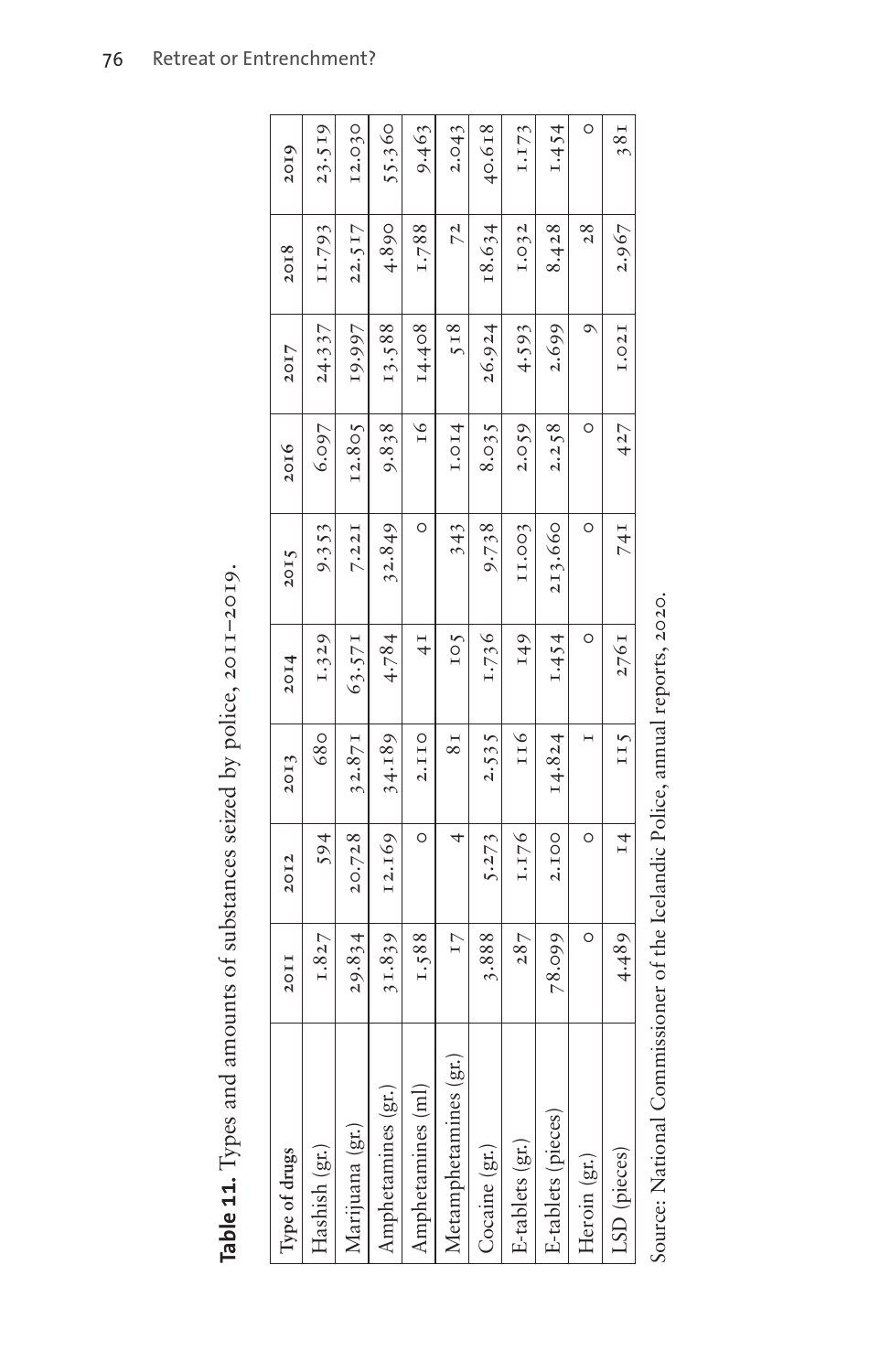**Table 11.** Types and amounts of substances seized by police, 2011–2019.

| Type of drugs | 2011 | 2012 | 2013 | 2014 | 2015 | 2016 | 2017 | 2018 | 2019 |
|---|---|---|---|---|---|---|---|---|---|
| Hashish (gr.) | 1.827 | 594 | 680 | 1.329 | 9.353 | 6.097 | 24.337 | 11.793 | 23.519 |
| Marijuana (gr.) | 29.834 | 20.728 | 32.871 | 63.571 | 7.221 | 12.805 | 19.997 | 22.517 | 12.030 |
| Amphetamines (gr.) | 31.839 | 12.169 | 34.189 | 4.784 | 32.849 | 9.838 | 13.588 | 4.890 | 55.360 |
| Amphetamines (ml) | 1.588 | 0 | 2.110 | 41 | 0 | 16 | 14.408 | 1.788 | 9.463 |
| Metamphetamines (gr.) | 17 | 4 | 81 | 105 | 343 | 1.014 | 518 | 72 | 2.043 |
| Cocaine (gr.) | 3.888 | 5.273 | 2.535 | 1.736 | 9.738 | 8.035 | 26.924 | 18.634 | 40.618 |
| E-tablets (gr.) | 287 | 1.176 | 116 | 149 | 11.003 | 2.059 | 4.593 | 1.032 | 1.173 |
| E-tablets (pieces) | 78.099 | 2.100 | 14.824 | 1.454 | 213.660 | 2.258 | 2.699 | 8.428 | 1.454 |
| Heroin (gr.) | 0 | 0 | 1 | 0 | 0 | 0 | 9 | 28 | 0 |
| LSD (pieces) | 4.489 | 14 | 115 | 2761 | 741 | 427 | 1.021 | 2.967 | 381 |

Source: National Commissioner of the Icelandic Police, annual reports, 2020.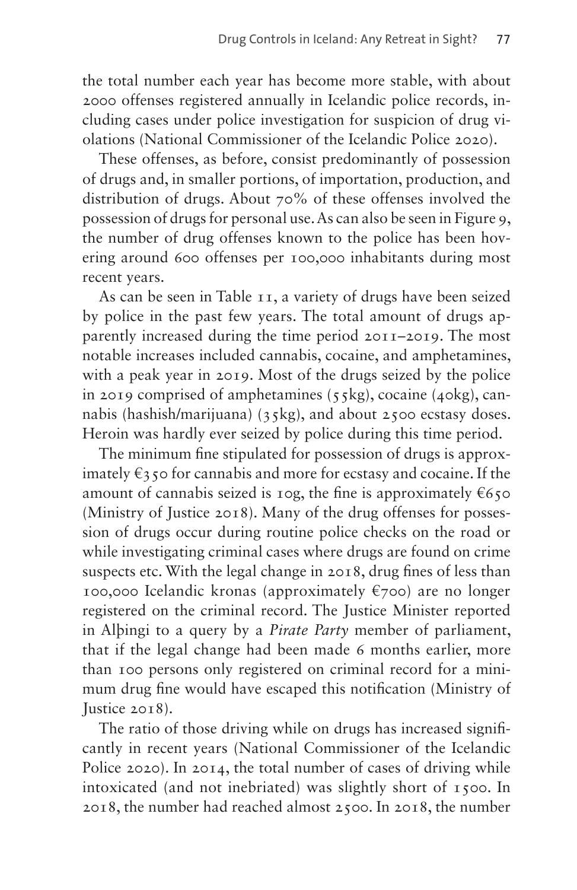the total number each year has become more stable, with about 2000 offenses registered annually in Icelandic police records, including cases under police investigation for suspicion of drug violations (National Commissioner of the Icelandic Police 2020).

These offenses, as before, consist predominantly of possession of drugs and, in smaller portions, of importation, production, and distribution of drugs. About 70% of these offenses involved the possession of drugs for personal use. As can also be seen in Figure 9, the number of drug offenses known to the police has been hovering around 600 offenses per 100,000 inhabitants during most recent years.

As can be seen in Table 11, a variety of drugs have been seized by police in the past few years. The total amount of drugs apparently increased during the time period 2011–2019. The most notable increases included cannabis, cocaine, and amphetamines, with a peak year in 2019. Most of the drugs seized by the police in 2019 comprised of amphetamines (55kg), cocaine (40kg), cannabis (hashish/marijuana) (35kg), and about 2500 ecstasy doses. Heroin was hardly ever seized by police during this time period.

The minimum fine stipulated for possession of drugs is approximately €350 for cannabis and more for ecstasy and cocaine. If the amount of cannabis seized is 10g, the fine is approximately €650 (Ministry of Justice 2018). Many of the drug offenses for possession of drugs occur during routine police checks on the road or while investigating criminal cases where drugs are found on crime suspects etc. With the legal change in 2018, drug fines of less than 100,000 Icelandic kronas (approximately €700) are no longer registered on the criminal record. The Justice Minister reported in Alþingi to a query by a *Pirate Party* member of parliament, that if the legal change had been made 6 months earlier, more than 100 persons only registered on criminal record for a minimum drug fine would have escaped this notification (Ministry of Justice 2018).

The ratio of those driving while on drugs has increased significantly in recent years (National Commissioner of the Icelandic Police 2020). In 2014, the total number of cases of driving while intoxicated (and not inebriated) was slightly short of 1500. In 2018, the number had reached almost 2500. In 2018, the number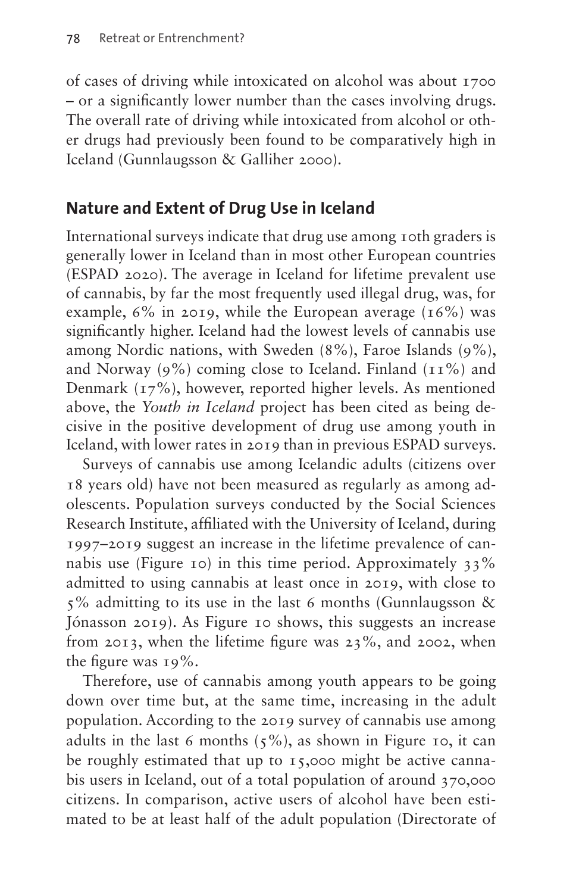of cases of driving while intoxicated on alcohol was about 1700 – or a significantly lower number than the cases involving drugs. The overall rate of driving while intoxicated from alcohol or other drugs had previously been found to be comparatively high in Iceland (Gunnlaugsson & Galliher 2000).

## Nature and Extent of Drug Use in Iceland

International surveys indicate that drug use among 10th graders is generally lower in Iceland than in most other European countries (ESPAD 2020). The average in Iceland for lifetime prevalent use of cannabis, by far the most frequently used illegal drug, was, for example, 6% in 2019, while the European average (16%) was significantly higher. Iceland had the lowest levels of cannabis use among Nordic nations, with Sweden (8%), Faroe Islands (9%), and Norway (9%) coming close to Iceland. Finland (11%) and Denmark (17%), however, reported higher levels. As mentioned above, the *Youth in Iceland* project has been cited as being decisive in the positive development of drug use among youth in Iceland, with lower rates in 2019 than in previous ESPAD surveys.

Surveys of cannabis use among Icelandic adults (citizens over 18 years old) have not been measured as regularly as among adolescents. Population surveys conducted by the Social Sciences Research Institute, affiliated with the University of Iceland, during 1997–2019 suggest an increase in the lifetime prevalence of cannabis use (Figure 10) in this time period. Approximately 33% admitted to using cannabis at least once in 2019, with close to 5% admitting to its use in the last 6 months (Gunnlaugsson & Jónasson 2019). As Figure 10 shows, this suggests an increase from 2013, when the lifetime figure was 23%, and 2002, when the figure was 19%.

Therefore, use of cannabis among youth appears to be going down over time but, at the same time, increasing in the adult population. According to the 2019 survey of cannabis use among adults in the last 6 months (5%), as shown in Figure 10, it can be roughly estimated that up to 15,000 might be active cannabis users in Iceland, out of a total population of around 370,000 citizens. In comparison, active users of alcohol have been estimated to be at least half of the adult population (Directorate of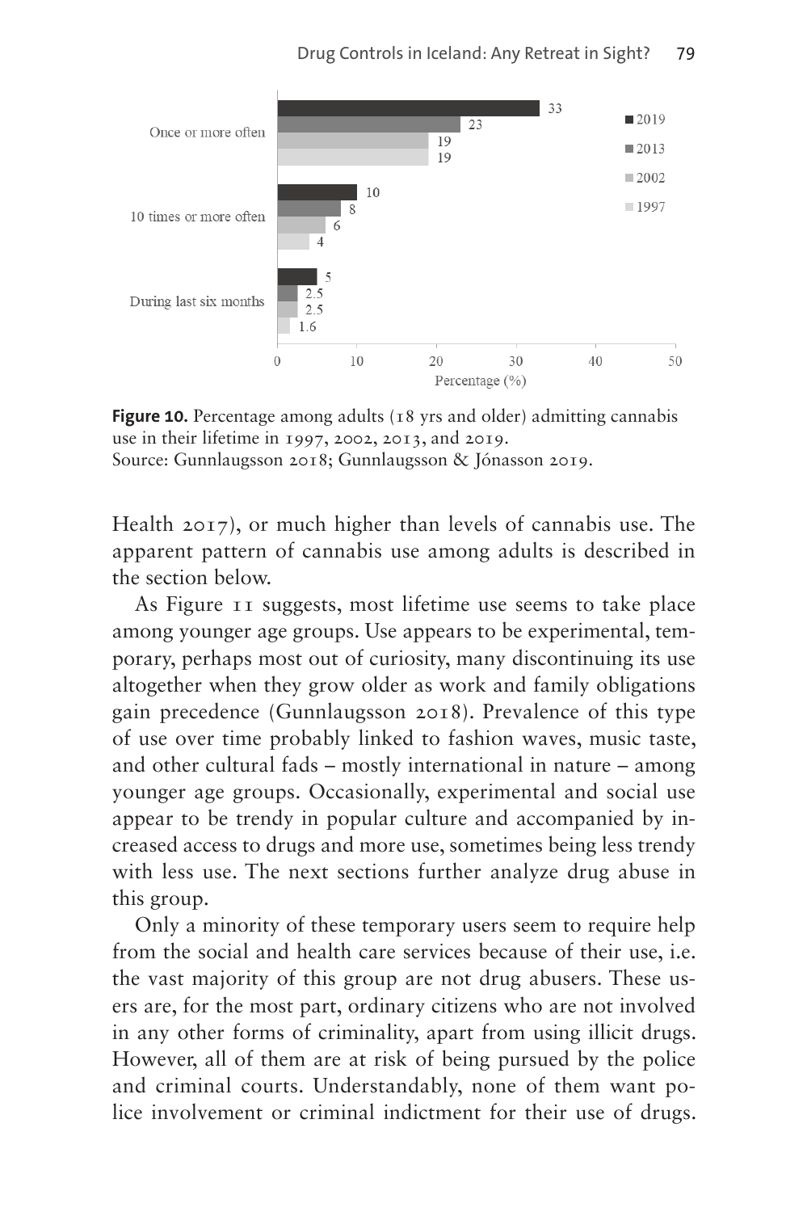| | 2019 | 2013 | 2002 | 1997 |
|---|---|---|---|---|
| Once or more often | 33 | 23 | 19 | 19 |
| 10 times or more often | 10 | 8 | 6 | 4 |
| During last six months | 5 | 2.5 | 2.5 | 1.6 |

Percentage (%)

**Figure 10.** Percentage among adults (18 yrs and older) admitting cannabis use in their lifetime in 1997, 2002, 2013, and 2019.
Source: Gunnlaugsson 2018; Gunnlaugsson & Jónasson 2019.

Health 2017), or much higher than levels of cannabis use. The apparent pattern of cannabis use among adults is described in the section below.

As Figure 11 suggests, most lifetime use seems to take place among younger age groups. Use appears to be experimental, temporary, perhaps most out of curiosity, many discontinuing its use altogether when they grow older as work and family obligations gain precedence (Gunnlaugsson 2018). Prevalence of this type of use over time probably linked to fashion waves, music taste, and other cultural fads – mostly international in nature – among younger age groups. Occasionally, experimental and social use appear to be trendy in popular culture and accompanied by increased access to drugs and more use, sometimes being less trendy with less use. The next sections further analyze drug abuse in this group.

Only a minority of these temporary users seem to require help from the social and health care services because of their use, i.e. the vast majority of this group are not drug abusers. These users are, for the most part, ordinary citizens who are not involved in any other forms of criminality, apart from using illicit drugs. However, all of them are at risk of being pursued by the police and criminal courts. Understandably, none of them want police involvement or criminal indictment for their use of drugs.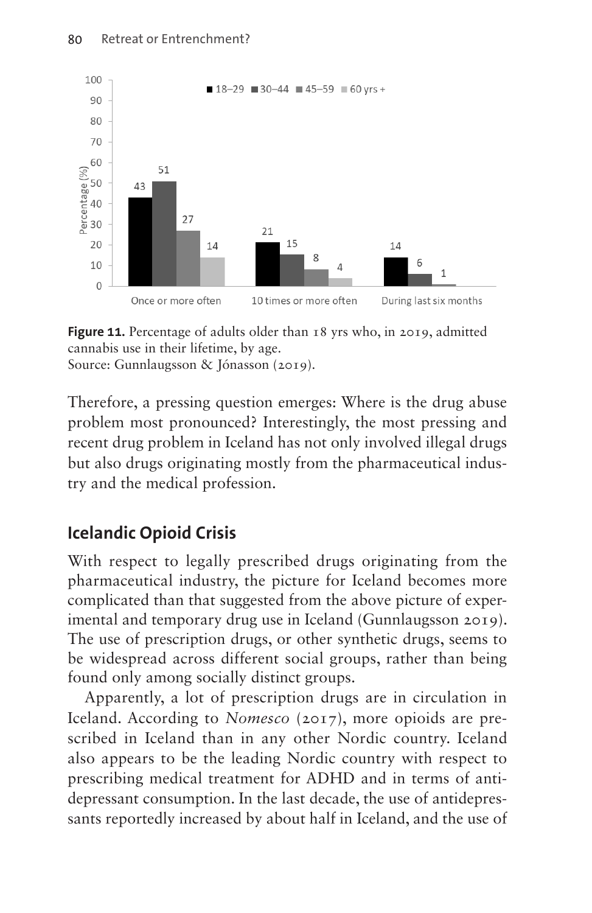**Figure 11.** Percentage of adults older than 18 yrs who, in 2019, admitted cannabis use in their lifetime, by age.
Source: Gunnlaugsson & Jónasson (2019).

Therefore, a pressing question emerges: Where is the drug abuse problem most pronounced? Interestingly, the most pressing and recent drug problem in Iceland has not only involved illegal drugs but also drugs originating mostly from the pharmaceutical industry and the medical profession.

## Icelandic Opioid Crisis

With respect to legally prescribed drugs originating from the pharmaceutical industry, the picture for Iceland becomes more complicated than that suggested from the above picture of experimental and temporary drug use in Iceland (Gunnlaugsson 2019). The use of prescription drugs, or other synthetic drugs, seems to be widespread across different social groups, rather than being found only among socially distinct groups.

Apparently, a lot of prescription drugs are in circulation in Iceland. According to *Nomesco* (2017), more opioids are prescribed in Iceland than in any other Nordic country. Iceland also appears to be the leading Nordic country with respect to prescribing medical treatment for ADHD and in terms of antidepressant consumption. In the last decade, the use of antidepressants reportedly increased by about half in Iceland, and the use of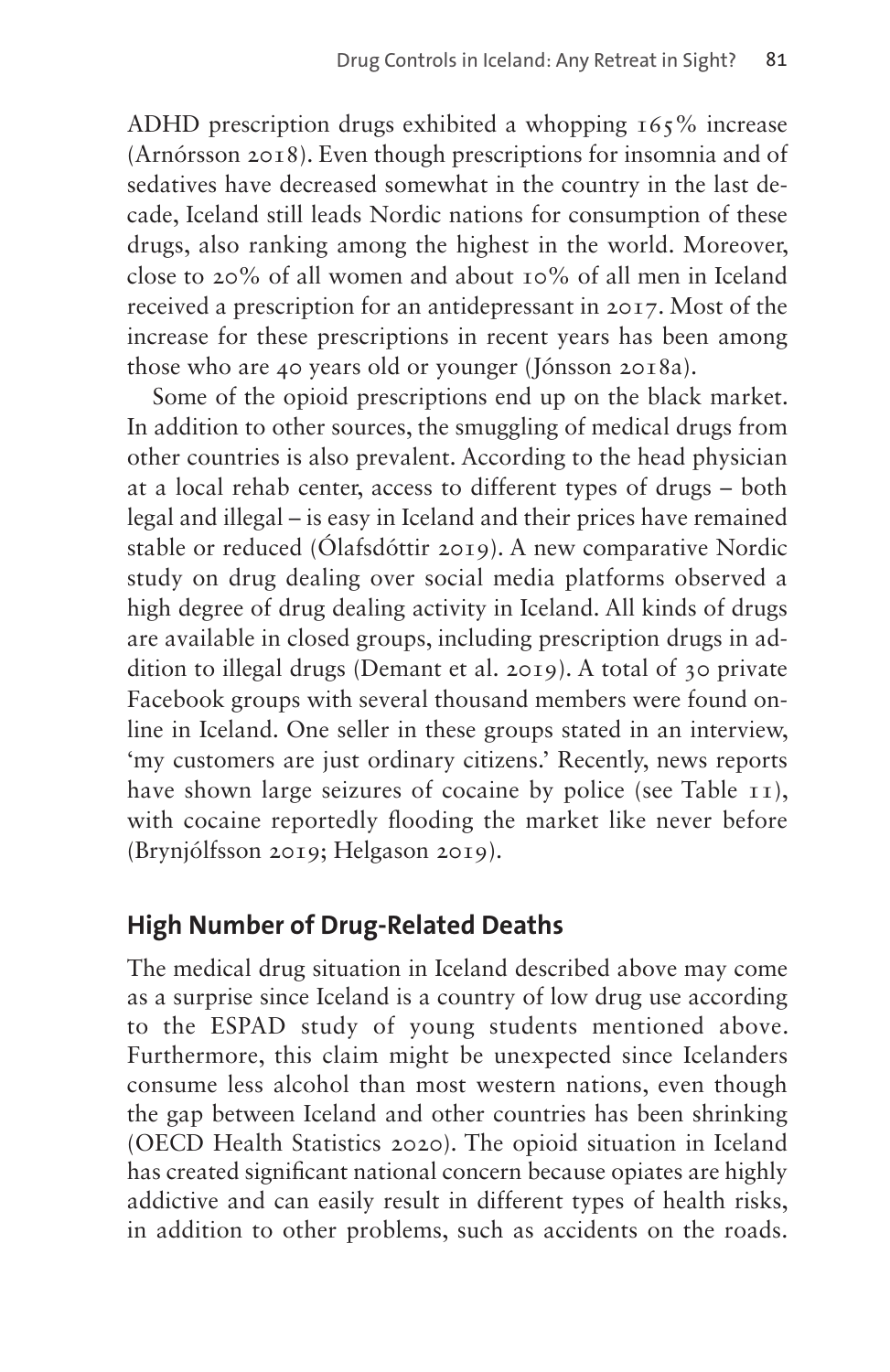ADHD prescription drugs exhibited a whopping 165% increase (Arnórsson 2018). Even though prescriptions for insomnia and of sedatives have decreased somewhat in the country in the last decade, Iceland still leads Nordic nations for consumption of these drugs, also ranking among the highest in the world. Moreover, close to 20% of all women and about 10% of all men in Iceland received a prescription for an antidepressant in 2017. Most of the increase for these prescriptions in recent years has been among those who are 40 years old or younger (Jónsson 2018a).

Some of the opioid prescriptions end up on the black market. In addition to other sources, the smuggling of medical drugs from other countries is also prevalent. According to the head physician at a local rehab center, access to different types of drugs – both legal and illegal – is easy in Iceland and their prices have remained stable or reduced (Ólafsdóttir 2019). A new comparative Nordic study on drug dealing over social media platforms observed a high degree of drug dealing activity in Iceland. All kinds of drugs are available in closed groups, including prescription drugs in addition to illegal drugs (Demant et al. 2019). A total of 30 private Facebook groups with several thousand members were found online in Iceland. One seller in these groups stated in an interview, 'my customers are just ordinary citizens.' Recently, news reports have shown large seizures of cocaine by police (see Table 11), with cocaine reportedly flooding the market like never before (Brynjólfsson 2019; Helgason 2019).

## High Number of Drug-Related Deaths

The medical drug situation in Iceland described above may come as a surprise since Iceland is a country of low drug use according to the ESPAD study of young students mentioned above. Furthermore, this claim might be unexpected since Icelanders consume less alcohol than most western nations, even though the gap between Iceland and other countries has been shrinking (OECD Health Statistics 2020). The opioid situation in Iceland has created significant national concern because opiates are highly addictive and can easily result in different types of health risks, in addition to other problems, such as accidents on the roads.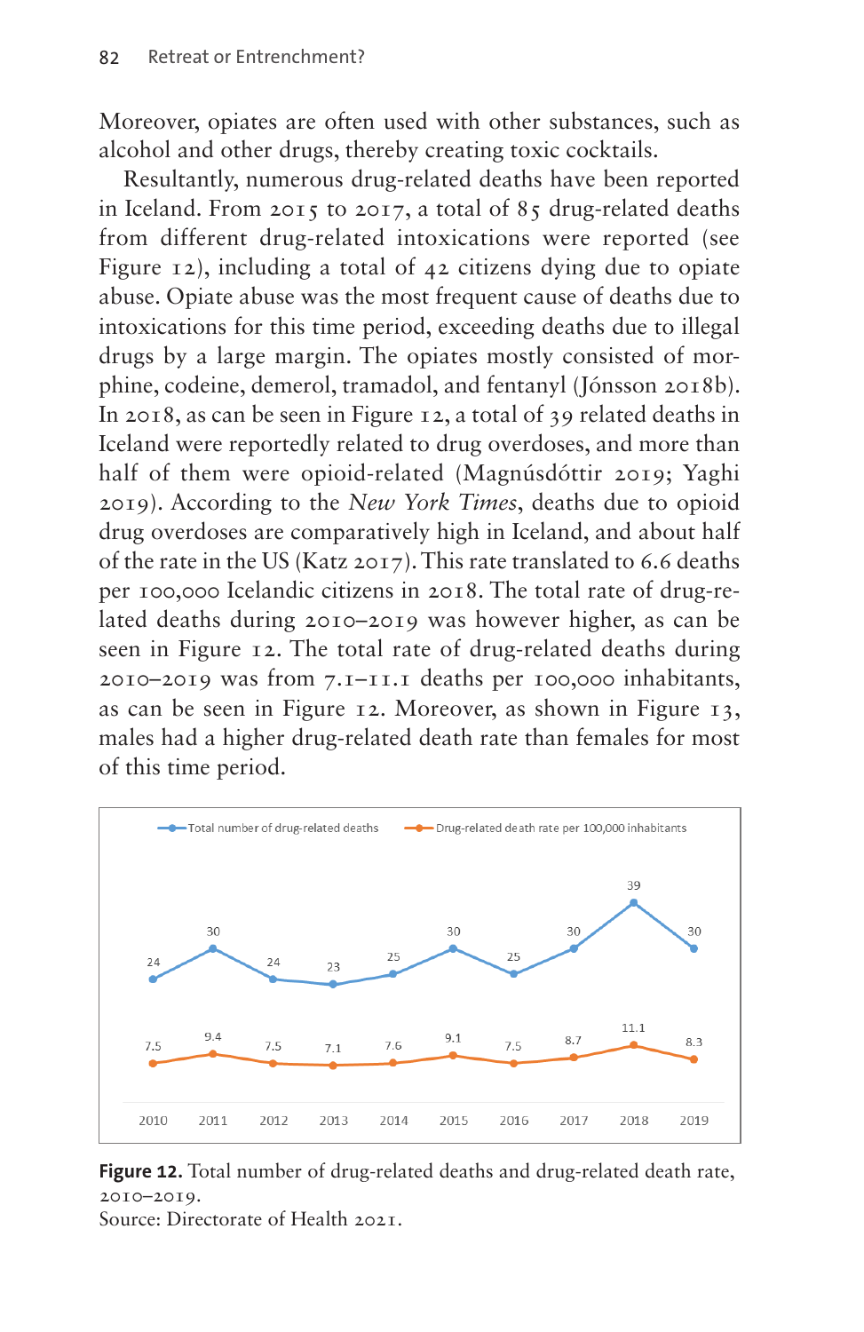Moreover, opiates are often used with other substances, such as alcohol and other drugs, thereby creating toxic cocktails.

Resultantly, numerous drug-related deaths have been reported in Iceland. From 2015 to 2017, a total of 85 drug-related deaths from different drug-related intoxications were reported (see Figure 12), including a total of 42 citizens dying due to opiate abuse. Opiate abuse was the most frequent cause of deaths due to intoxications for this time period, exceeding deaths due to illegal drugs by a large margin. The opiates mostly consisted of morphine, codeine, demerol, tramadol, and fentanyl (Jónsson 2018b). In 2018, as can be seen in Figure 12, a total of 39 related deaths in Iceland were reportedly related to drug overdoses, and more than half of them were opioid-related (Magnúsdóttir 2019; Yaghi 2019). According to the *New York Times*, deaths due to opioid drug overdoses are comparatively high in Iceland, and about half of the rate in the US (Katz 2017). This rate translated to 6.6 deaths per 100,000 Icelandic citizens in 2018. The total rate of drug-related deaths during 2010–2019 was however higher, as can be seen in Figure 12. The total rate of drug-related deaths during 2010–2019 was from 7.1–11.1 deaths per 100,000 inhabitants, as can be seen in Figure 12. Moreover, as shown in Figure 13, males had a higher drug-related death rate than females for most of this time period.

| | 2010 | 2011 | 2012 | 2013 | 2014 | 2015 | 2016 | 2017 | 2018 | 2019 |
|---|---|---|---|---|---|---|---|---|---|---|
| Total number of drug-related deaths | 24 | 30 | 24 | 23 | 25 | 30 | 25 | 30 | 39 | 30 |
| Drug-related death rate per 100,000 inhabitants | 7.5 | 9.4 | 7.5 | 7.1 | 7.6 | 9.1 | 7.5 | 8.7 | 11.1 | 8.3 |

**Figure 12.** Total number of drug-related deaths and drug-related death rate, 2010–2019.
Source: Directorate of Health 2021.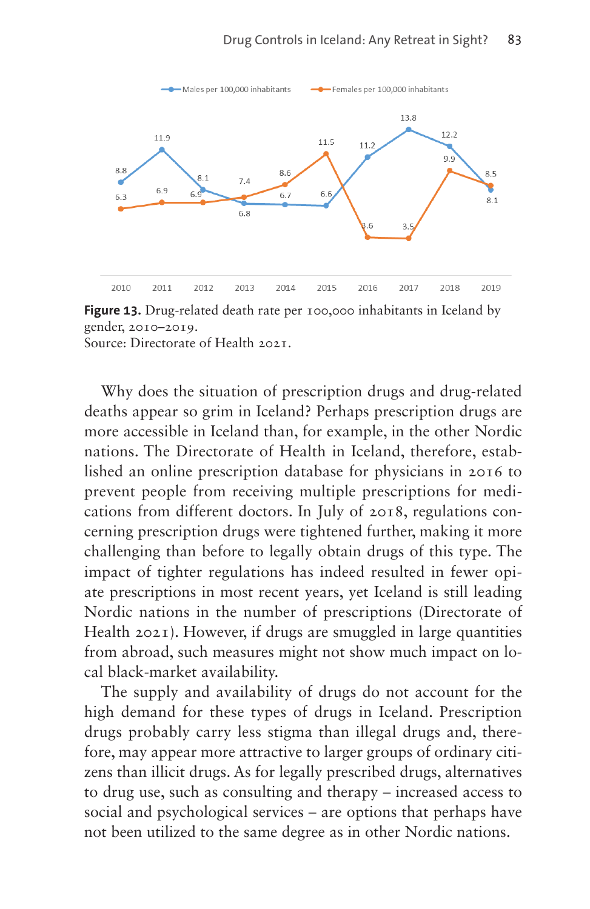**Figure 13.** Drug-related death rate per 100,000 inhabitants in Iceland by gender, 2010–2019.
Source: Directorate of Health 2021.

Why does the situation of prescription drugs and drug-related deaths appear so grim in Iceland? Perhaps prescription drugs are more accessible in Iceland than, for example, in the other Nordic nations. The Directorate of Health in Iceland, therefore, established an online prescription database for physicians in 2016 to prevent people from receiving multiple prescriptions for medications from different doctors. In July of 2018, regulations concerning prescription drugs were tightened further, making it more challenging than before to legally obtain drugs of this type. The impact of tighter regulations has indeed resulted in fewer opiate prescriptions in most recent years, yet Iceland is still leading Nordic nations in the number of prescriptions (Directorate of Health 2021). However, if drugs are smuggled in large quantities from abroad, such measures might not show much impact on local black-market availability.

The supply and availability of drugs do not account for the high demand for these types of drugs in Iceland. Prescription drugs probably carry less stigma than illegal drugs and, therefore, may appear more attractive to larger groups of ordinary citizens than illicit drugs. As for legally prescribed drugs, alternatives to drug use, such as consulting and therapy – increased access to social and psychological services – are options that perhaps have not been utilized to the same degree as in other Nordic nations.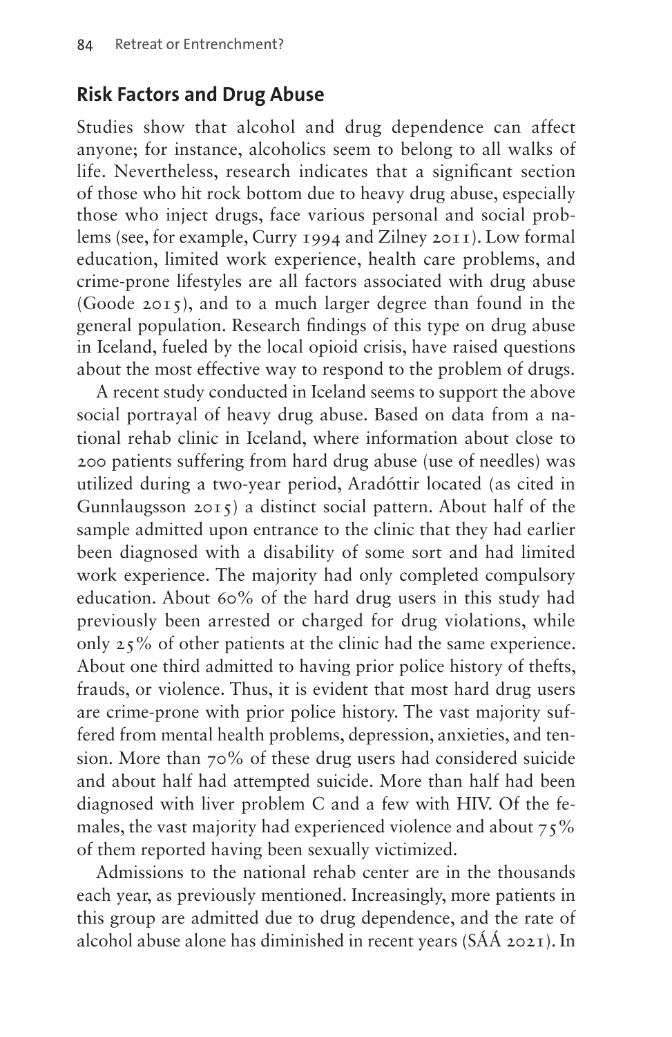## Risk Factors and Drug Abuse

Studies show that alcohol and drug dependence can affect anyone; for instance, alcoholics seem to belong to all walks of life. Nevertheless, research indicates that a significant section of those who hit rock bottom due to heavy drug abuse, especially those who inject drugs, face various personal and social problems (see, for example, Curry 1994 and Zilney 2011). Low formal education, limited work experience, health care problems, and crime-prone lifestyles are all factors associated with drug abuse (Goode 2015), and to a much larger degree than found in the general population. Research findings of this type on drug abuse in Iceland, fueled by the local opioid crisis, have raised questions about the most effective way to respond to the problem of drugs.

A recent study conducted in Iceland seems to support the above social portrayal of heavy drug abuse. Based on data from a national rehab clinic in Iceland, where information about close to 200 patients suffering from hard drug abuse (use of needles) was utilized during a two-year period, Aradóttir located (as cited in Gunnlaugsson 2015) a distinct social pattern. About half of the sample admitted upon entrance to the clinic that they had earlier been diagnosed with a disability of some sort and had limited work experience. The majority had only completed compulsory education. About 60% of the hard drug users in this study had previously been arrested or charged for drug violations, while only 25% of other patients at the clinic had the same experience. About one third admitted to having prior police history of thefts, frauds, or violence. Thus, it is evident that most hard drug users are crime-prone with prior police history. The vast majority suffered from mental health problems, depression, anxieties, and tension. More than 70% of these drug users had considered suicide and about half had attempted suicide. More than half had been diagnosed with liver problem C and a few with HIV. Of the females, the vast majority had experienced violence and about 75% of them reported having been sexually victimized.

Admissions to the national rehab center are in the thousands each year, as previously mentioned. Increasingly, more patients in this group are admitted due to drug dependence, and the rate of alcohol abuse alone has diminished in recent years (SÁÁ 2021). In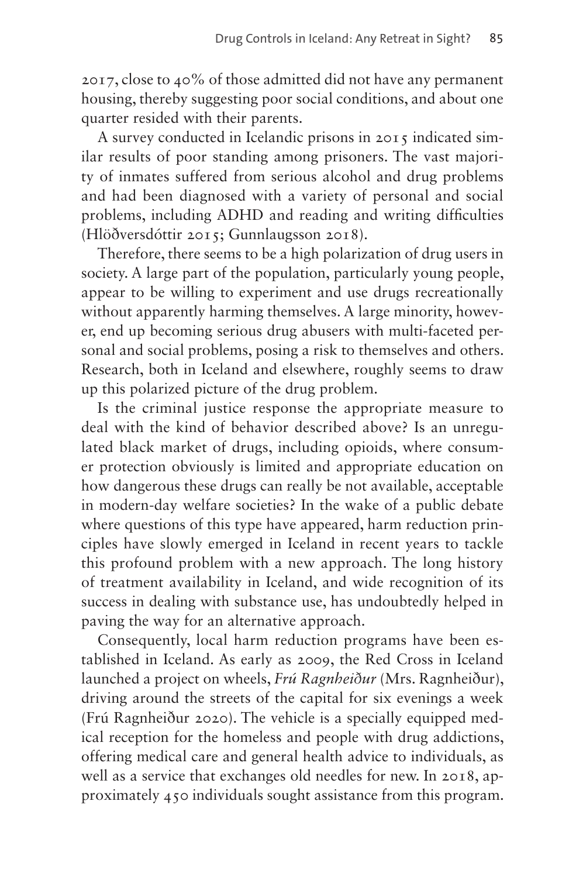2017, close to 40% of those admitted did not have any permanent housing, thereby suggesting poor social conditions, and about one quarter resided with their parents.

A survey conducted in Icelandic prisons in 2015 indicated similar results of poor standing among prisoners. The vast majority of inmates suffered from serious alcohol and drug problems and had been diagnosed with a variety of personal and social problems, including ADHD and reading and writing difficulties (Hlöðversdóttir 2015; Gunnlaugsson 2018).

Therefore, there seems to be a high polarization of drug users in society. A large part of the population, particularly young people, appear to be willing to experiment and use drugs recreationally without apparently harming themselves. A large minority, however, end up becoming serious drug abusers with multi-faceted personal and social problems, posing a risk to themselves and others. Research, both in Iceland and elsewhere, roughly seems to draw up this polarized picture of the drug problem.

Is the criminal justice response the appropriate measure to deal with the kind of behavior described above? Is an unregulated black market of drugs, including opioids, where consumer protection obviously is limited and appropriate education on how dangerous these drugs can really be not available, acceptable in modern-day welfare societies? In the wake of a public debate where questions of this type have appeared, harm reduction principles have slowly emerged in Iceland in recent years to tackle this profound problem with a new approach. The long history of treatment availability in Iceland, and wide recognition of its success in dealing with substance use, has undoubtedly helped in paving the way for an alternative approach.

Consequently, local harm reduction programs have been established in Iceland. As early as 2009, the Red Cross in Iceland launched a project on wheels, *Frú Ragnheiður* (Mrs. Ragnheiður), driving around the streets of the capital for six evenings a week (Frú Ragnheiður 2020). The vehicle is a specially equipped medical reception for the homeless and people with drug addictions, offering medical care and general health advice to individuals, as well as a service that exchanges old needles for new. In 2018, approximately 450 individuals sought assistance from this program.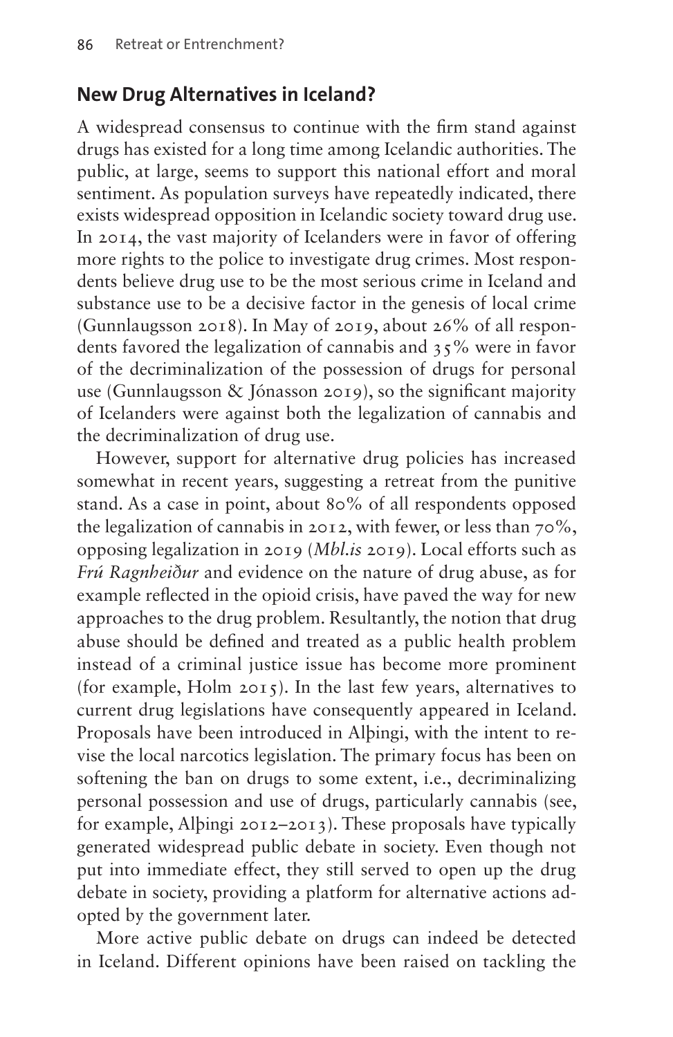## New Drug Alternatives in Iceland?

A widespread consensus to continue with the firm stand against drugs has existed for a long time among Icelandic authorities. The public, at large, seems to support this national effort and moral sentiment. As population surveys have repeatedly indicated, there exists widespread opposition in Icelandic society toward drug use. In 2014, the vast majority of Icelanders were in favor of offering more rights to the police to investigate drug crimes. Most respondents believe drug use to be the most serious crime in Iceland and substance use to be a decisive factor in the genesis of local crime (Gunnlaugsson 2018). In May of 2019, about 26% of all respondents favored the legalization of cannabis and 35% were in favor of the decriminalization of the possession of drugs for personal use (Gunnlaugsson & Jónasson 2019), so the significant majority of Icelanders were against both the legalization of cannabis and the decriminalization of drug use.

However, support for alternative drug policies has increased somewhat in recent years, suggesting a retreat from the punitive stand. As a case in point, about 80% of all respondents opposed the legalization of cannabis in 2012, with fewer, or less than 70%, opposing legalization in 2019 (*Mbl.is* 2019). Local efforts such as *Frú Ragnheiður* and evidence on the nature of drug abuse, as for example reflected in the opioid crisis, have paved the way for new approaches to the drug problem. Resultantly, the notion that drug abuse should be defined and treated as a public health problem instead of a criminal justice issue has become more prominent (for example, Holm 2015). In the last few years, alternatives to current drug legislations have consequently appeared in Iceland. Proposals have been introduced in Alþingi, with the intent to revise the local narcotics legislation. The primary focus has been on softening the ban on drugs to some extent, i.e., decriminalizing personal possession and use of drugs, particularly cannabis (see, for example, Alþingi 2012–2013). These proposals have typically generated widespread public debate in society. Even though not put into immediate effect, they still served to open up the drug debate in society, providing a platform for alternative actions adopted by the government later.

More active public debate on drugs can indeed be detected in Iceland. Different opinions have been raised on tackling the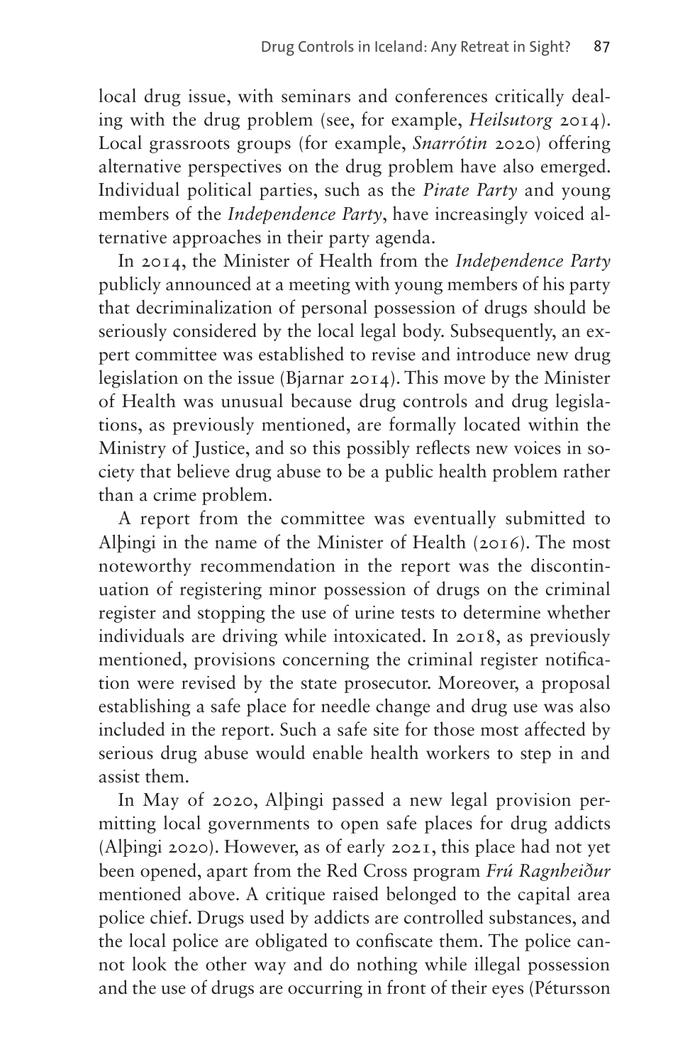local drug issue, with seminars and conferences critically dealing with the drug problem (see, for example, *Heilsutorg* 2014). Local grassroots groups (for example, *Snarrótin* 2020) offering alternative perspectives on the drug problem have also emerged. Individual political parties, such as the *Pirate Party* and young members of the *Independence Party*, have increasingly voiced alternative approaches in their party agenda.

In 2014, the Minister of Health from the *Independence Party* publicly announced at a meeting with young members of his party that decriminalization of personal possession of drugs should be seriously considered by the local legal body. Subsequently, an expert committee was established to revise and introduce new drug legislation on the issue (Bjarnar 2014). This move by the Minister of Health was unusual because drug controls and drug legislations, as previously mentioned, are formally located within the Ministry of Justice, and so this possibly reflects new voices in society that believe drug abuse to be a public health problem rather than a crime problem.

A report from the committee was eventually submitted to Alþingi in the name of the Minister of Health (2016). The most noteworthy recommendation in the report was the discontinuation of registering minor possession of drugs on the criminal register and stopping the use of urine tests to determine whether individuals are driving while intoxicated. In 2018, as previously mentioned, provisions concerning the criminal register notification were revised by the state prosecutor. Moreover, a proposal establishing a safe place for needle change and drug use was also included in the report. Such a safe site for those most affected by serious drug abuse would enable health workers to step in and assist them.

In May of 2020, Alþingi passed a new legal provision permitting local governments to open safe places for drug addicts (Alþingi 2020). However, as of early 2021, this place had not yet been opened, apart from the Red Cross program *Frú Ragnheiður* mentioned above. A critique raised belonged to the capital area police chief. Drugs used by addicts are controlled substances, and the local police are obligated to confiscate them. The police cannot look the other way and do nothing while illegal possession and the use of drugs are occurring in front of their eyes (Pétursson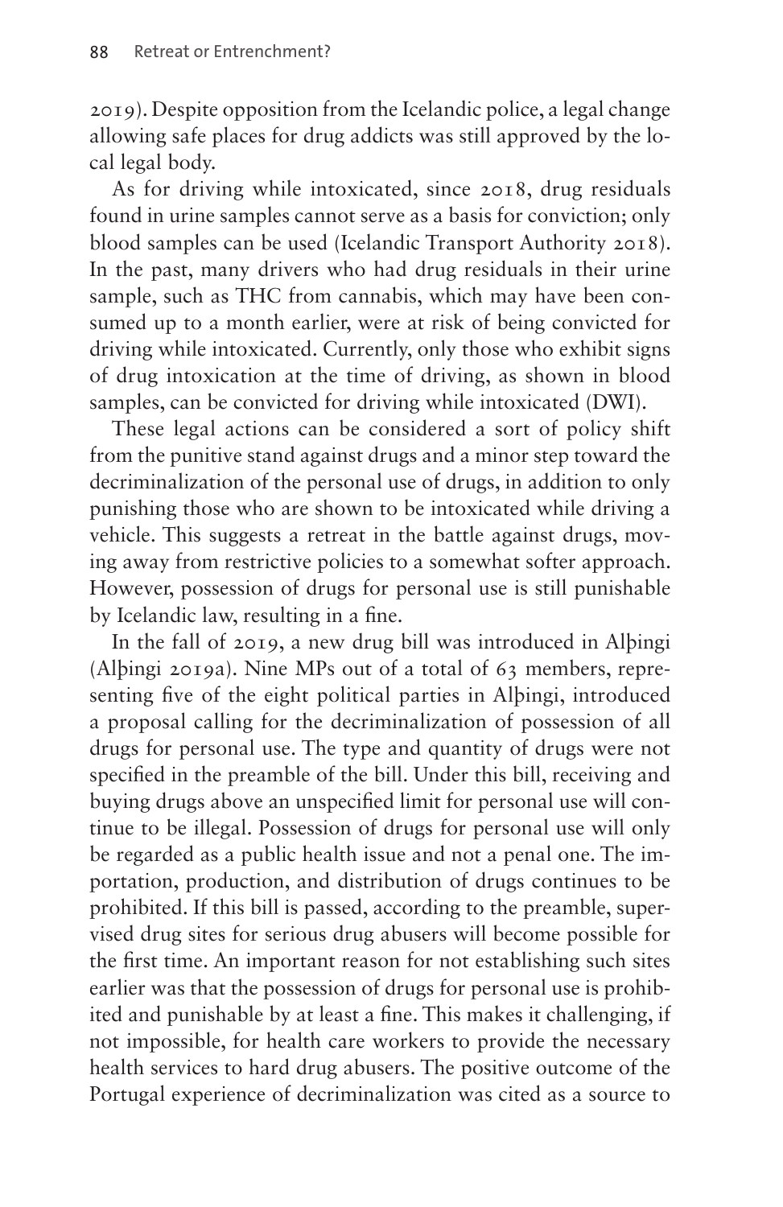2019). Despite opposition from the Icelandic police, a legal change allowing safe places for drug addicts was still approved by the local legal body.

As for driving while intoxicated, since 2018, drug residuals found in urine samples cannot serve as a basis for conviction; only blood samples can be used (Icelandic Transport Authority 2018). In the past, many drivers who had drug residuals in their urine sample, such as THC from cannabis, which may have been consumed up to a month earlier, were at risk of being convicted for driving while intoxicated. Currently, only those who exhibit signs of drug intoxication at the time of driving, as shown in blood samples, can be convicted for driving while intoxicated (DWI).

These legal actions can be considered a sort of policy shift from the punitive stand against drugs and a minor step toward the decriminalization of the personal use of drugs, in addition to only punishing those who are shown to be intoxicated while driving a vehicle. This suggests a retreat in the battle against drugs, moving away from restrictive policies to a somewhat softer approach. However, possession of drugs for personal use is still punishable by Icelandic law, resulting in a fine.

In the fall of 2019, a new drug bill was introduced in Alþingi (Alþingi 2019a). Nine MPs out of a total of 63 members, representing five of the eight political parties in Alþingi, introduced a proposal calling for the decriminalization of possession of all drugs for personal use. The type and quantity of drugs were not specified in the preamble of the bill. Under this bill, receiving and buying drugs above an unspecified limit for personal use will continue to be illegal. Possession of drugs for personal use will only be regarded as a public health issue and not a penal one. The importation, production, and distribution of drugs continues to be prohibited. If this bill is passed, according to the preamble, supervised drug sites for serious drug abusers will become possible for the first time. An important reason for not establishing such sites earlier was that the possession of drugs for personal use is prohibited and punishable by at least a fine. This makes it challenging, if not impossible, for health care workers to provide the necessary health services to hard drug abusers. The positive outcome of the Portugal experience of decriminalization was cited as a source to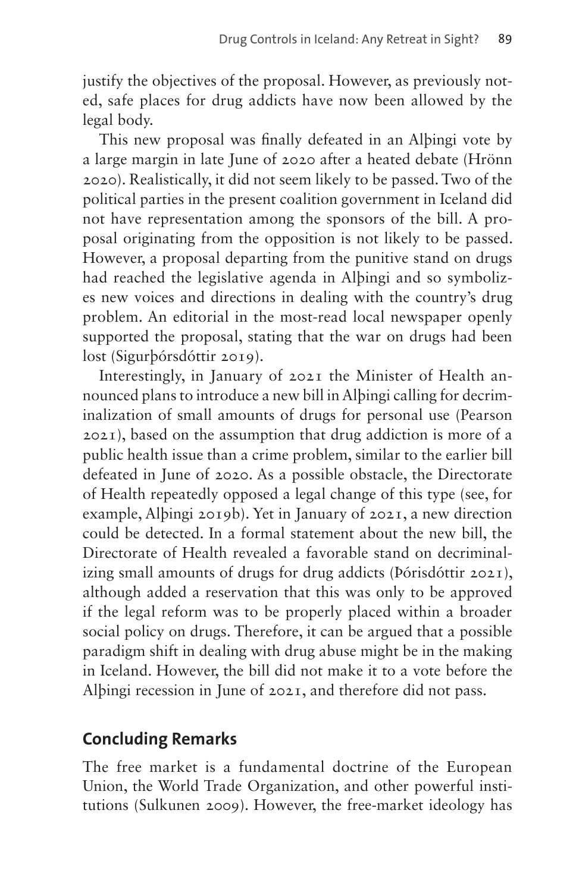justify the objectives of the proposal. However, as previously noted, safe places for drug addicts have now been allowed by the legal body.

This new proposal was finally defeated in an Alþingi vote by a large margin in late June of 2020 after a heated debate (Hrönn 2020). Realistically, it did not seem likely to be passed. Two of the political parties in the present coalition government in Iceland did not have representation among the sponsors of the bill. A proposal originating from the opposition is not likely to be passed. However, a proposal departing from the punitive stand on drugs had reached the legislative agenda in Alþingi and so symbolizes new voices and directions in dealing with the country's drug problem. An editorial in the most-read local newspaper openly supported the proposal, stating that the war on drugs had been lost (Sigurþórsdóttir 2019).

Interestingly, in January of 2021 the Minister of Health announced plans to introduce a new bill in Alþingi calling for decriminalization of small amounts of drugs for personal use (Pearson 2021), based on the assumption that drug addiction is more of a public health issue than a crime problem, similar to the earlier bill defeated in June of 2020. As a possible obstacle, the Directorate of Health repeatedly opposed a legal change of this type (see, for example, Alþingi 2019b). Yet in January of 2021, a new direction could be detected. In a formal statement about the new bill, the Directorate of Health revealed a favorable stand on decriminalizing small amounts of drugs for drug addicts (Þórisdóttir 2021), although added a reservation that this was only to be approved if the legal reform was to be properly placed within a broader social policy on drugs. Therefore, it can be argued that a possible paradigm shift in dealing with drug abuse might be in the making in Iceland. However, the bill did not make it to a vote before the Alþingi recession in June of 2021, and therefore did not pass.

## Concluding Remarks

The free market is a fundamental doctrine of the European Union, the World Trade Organization, and other powerful institutions (Sulkunen 2009). However, the free-market ideology has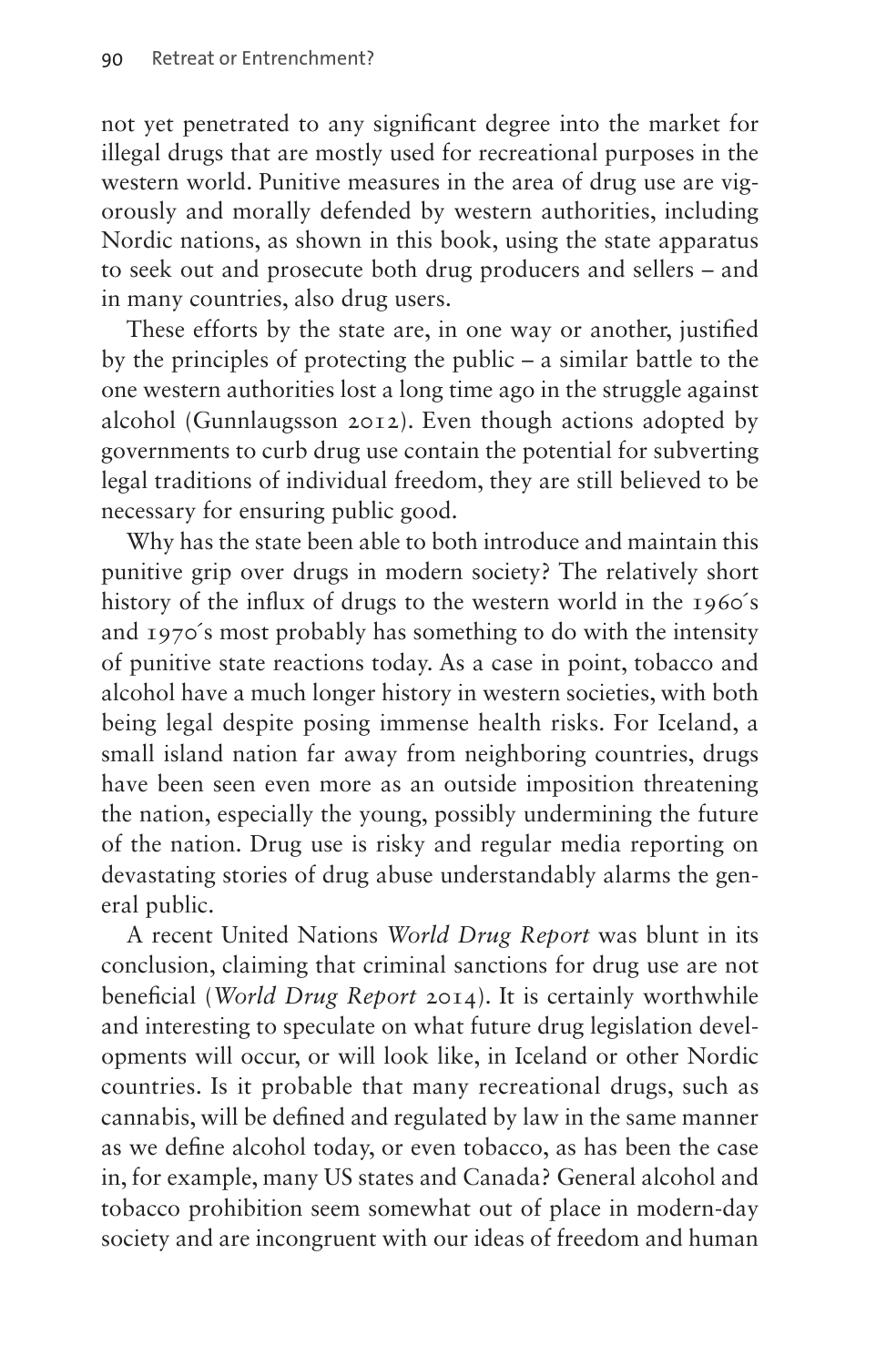not yet penetrated to any significant degree into the market for illegal drugs that are mostly used for recreational purposes in the western world. Punitive measures in the area of drug use are vigorously and morally defended by western authorities, including Nordic nations, as shown in this book, using the state apparatus to seek out and prosecute both drug producers and sellers – and in many countries, also drug users.

These efforts by the state are, in one way or another, justified by the principles of protecting the public – a similar battle to the one western authorities lost a long time ago in the struggle against alcohol (Gunnlaugsson 2012). Even though actions adopted by governments to curb drug use contain the potential for subverting legal traditions of individual freedom, they are still believed to be necessary for ensuring public good.

Why has the state been able to both introduce and maintain this punitive grip over drugs in modern society? The relatively short history of the influx of drugs to the western world in the 1960´s and 1970´s most probably has something to do with the intensity of punitive state reactions today. As a case in point, tobacco and alcohol have a much longer history in western societies, with both being legal despite posing immense health risks. For Iceland, a small island nation far away from neighboring countries, drugs have been seen even more as an outside imposition threatening the nation, especially the young, possibly undermining the future of the nation. Drug use is risky and regular media reporting on devastating stories of drug abuse understandably alarms the general public.

A recent United Nations *World Drug Report* was blunt in its conclusion, claiming that criminal sanctions for drug use are not beneficial (*World Drug Report* 2014). It is certainly worthwhile and interesting to speculate on what future drug legislation developments will occur, or will look like, in Iceland or other Nordic countries. Is it probable that many recreational drugs, such as cannabis, will be defined and regulated by law in the same manner as we define alcohol today, or even tobacco, as has been the case in, for example, many US states and Canada? General alcohol and tobacco prohibition seem somewhat out of place in modern-day society and are incongruent with our ideas of freedom and human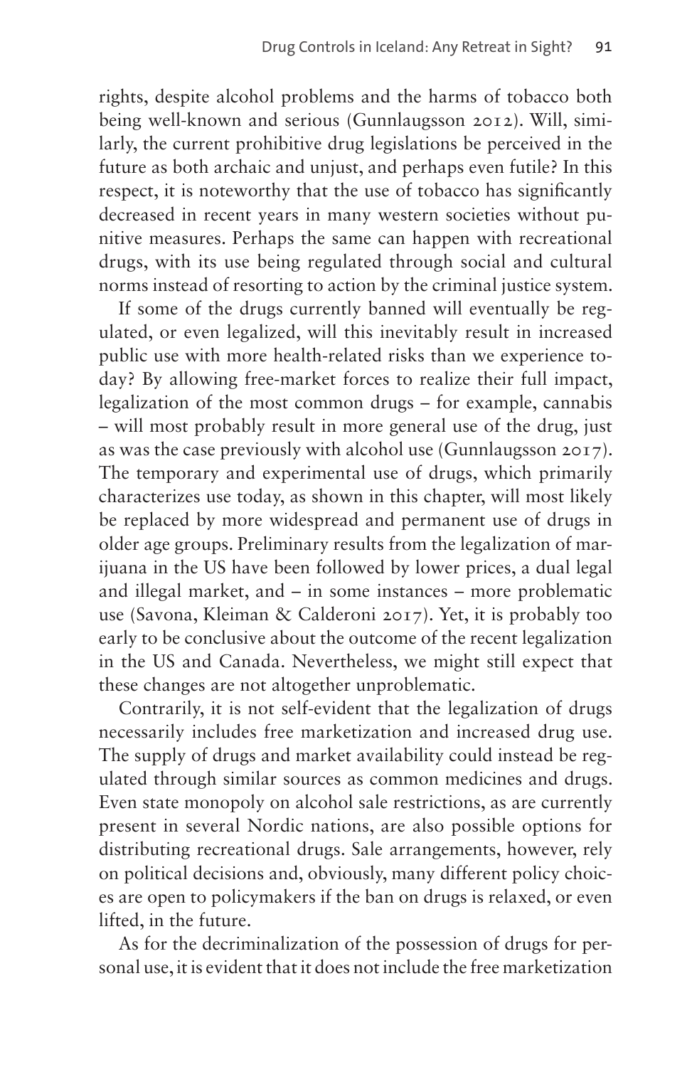rights, despite alcohol problems and the harms of tobacco both being well-known and serious (Gunnlaugsson 2012). Will, similarly, the current prohibitive drug legislations be perceived in the future as both archaic and unjust, and perhaps even futile? In this respect, it is noteworthy that the use of tobacco has significantly decreased in recent years in many western societies without punitive measures. Perhaps the same can happen with recreational drugs, with its use being regulated through social and cultural norms instead of resorting to action by the criminal justice system.

If some of the drugs currently banned will eventually be regulated, or even legalized, will this inevitably result in increased public use with more health-related risks than we experience today? By allowing free-market forces to realize their full impact, legalization of the most common drugs – for example, cannabis – will most probably result in more general use of the drug, just as was the case previously with alcohol use (Gunnlaugsson 2017). The temporary and experimental use of drugs, which primarily characterizes use today, as shown in this chapter, will most likely be replaced by more widespread and permanent use of drugs in older age groups. Preliminary results from the legalization of marijuana in the US have been followed by lower prices, a dual legal and illegal market, and – in some instances – more problematic use (Savona, Kleiman & Calderoni 2017). Yet, it is probably too early to be conclusive about the outcome of the recent legalization in the US and Canada. Nevertheless, we might still expect that these changes are not altogether unproblematic.

Contrarily, it is not self-evident that the legalization of drugs necessarily includes free marketization and increased drug use. The supply of drugs and market availability could instead be regulated through similar sources as common medicines and drugs. Even state monopoly on alcohol sale restrictions, as are currently present in several Nordic nations, are also possible options for distributing recreational drugs. Sale arrangements, however, rely on political decisions and, obviously, many different policy choices are open to policymakers if the ban on drugs is relaxed, or even lifted, in the future.

As for the decriminalization of the possession of drugs for personal use, it is evident that it does not include the free marketization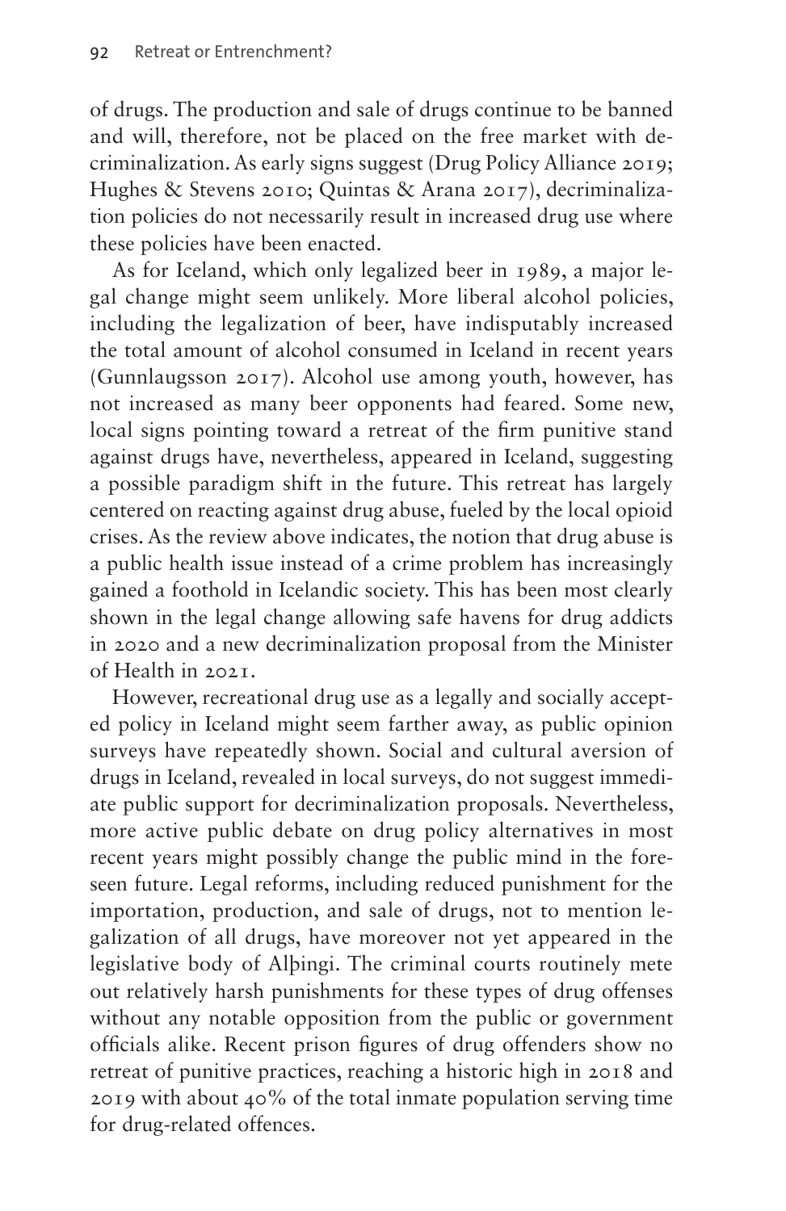of drugs. The production and sale of drugs continue to be banned and will, therefore, not be placed on the free market with decriminalization. As early signs suggest (Drug Policy Alliance 2019; Hughes & Stevens 2010; Quintas & Arana 2017), decriminalization policies do not necessarily result in increased drug use where these policies have been enacted.

As for Iceland, which only legalized beer in 1989, a major legal change might seem unlikely. More liberal alcohol policies, including the legalization of beer, have indisputably increased the total amount of alcohol consumed in Iceland in recent years (Gunnlaugsson 2017). Alcohol use among youth, however, has not increased as many beer opponents had feared. Some new, local signs pointing toward a retreat of the firm punitive stand against drugs have, nevertheless, appeared in Iceland, suggesting a possible paradigm shift in the future. This retreat has largely centered on reacting against drug abuse, fueled by the local opioid crises. As the review above indicates, the notion that drug abuse is a public health issue instead of a crime problem has increasingly gained a foothold in Icelandic society. This has been most clearly shown in the legal change allowing safe havens for drug addicts in 2020 and a new decriminalization proposal from the Minister of Health in 2021.

However, recreational drug use as a legally and socially accepted policy in Iceland might seem farther away, as public opinion surveys have repeatedly shown. Social and cultural aversion of drugs in Iceland, revealed in local surveys, do not suggest immediate public support for decriminalization proposals. Nevertheless, more active public debate on drug policy alternatives in most recent years might possibly change the public mind in the foreseen future. Legal reforms, including reduced punishment for the importation, production, and sale of drugs, not to mention legalization of all drugs, have moreover not yet appeared in the legislative body of Alþingi. The criminal courts routinely mete out relatively harsh punishments for these types of drug offenses without any notable opposition from the public or government officials alike. Recent prison figures of drug offenders show no retreat of punitive practices, reaching a historic high in 2018 and 2019 with about 40% of the total inmate population serving time for drug-related offences.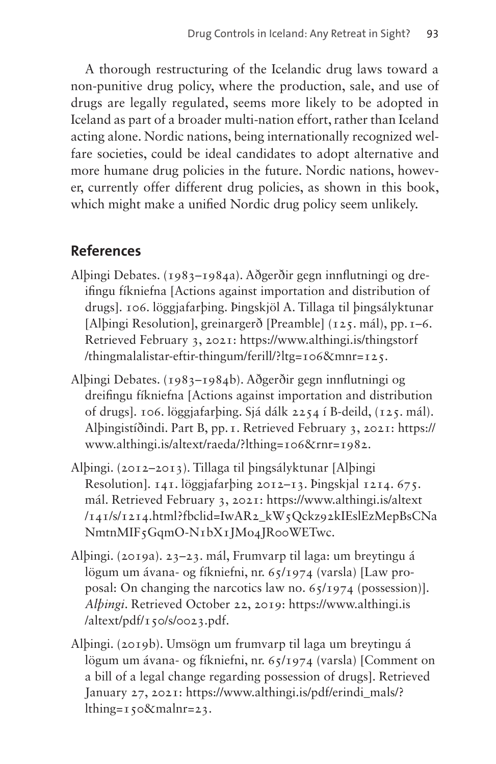A thorough restructuring of the Icelandic drug laws toward a non-punitive drug policy, where the production, sale, and use of drugs are legally regulated, seems more likely to be adopted in Iceland as part of a broader multi-nation effort, rather than Iceland acting alone. Nordic nations, being internationally recognized welfare societies, could be ideal candidates to adopt alternative and more humane drug policies in the future. Nordic nations, however, currently offer different drug policies, as shown in this book, which might make a unified Nordic drug policy seem unlikely.

## References

Alþingi Debates. (1983–1984a). Aðgerðir gegn innflutningi og dreifingu fíkniefna [Actions against importation and distribution of drugs]. 106. löggjafarþing. Þingskjöl A. Tillaga til þingsályktunar [Alþingi Resolution], greinargerð [Preamble] (125. mál), pp. 1–6. Retrieved February 3, 2021: https://www.althingi.is/thingstorf/thingmalalistar-eftir-thingum/ferill/?ltg=106&mnr=125.

Alþingi Debates. (1983–1984b). Aðgerðir gegn innflutningi og dreifingu fíkniefna [Actions against importation and distribution of drugs]. 106. löggjafarþing. Sjá dálk 2254 í B-deild, (125. mál). Alþingistíðindi. Part B, pp. 1. Retrieved February 3, 2021: https://www.althingi.is/altext/raeda/?lthing=106&rnr=1982.

Alþingi. (2012–2013). Tillaga til þingsályktunar [Alþingi Resolution]. 141. löggjafarþing 2012–13. Þingskjal 1214. 675. mál. Retrieved February 3, 2021: https://www.althingi.is/altext/141/s/1214.html?fbclid=IwAR2_kW5Qckz92kIEslEzMepBsCNaNmtnMIF5GqmO-N1bX1JMo4JR0oWETwc.

Alþingi. (2019a). 23–23. mál, Frumvarp til laga: um breytingu á lögum um ávana- og fíkniefni, nr. 65/1974 (varsla) [Law proposal: On changing the narcotics law no. 65/1974 (possession)]. *Alþingi*. Retrieved October 22, 2019: https://www.althingi.is/altext/pdf/150/s/0023.pdf.

Alþingi. (2019b). Umsögn um frumvarp til laga um breytingu á lögum um ávana- og fíkniefni, nr. 65/1974 (varsla) [Comment on a bill of a legal change regarding possession of drugs]. Retrieved January 27, 2021: https://www.althingi.is/pdf/erindi_mals/?lthing=150&malnr=23.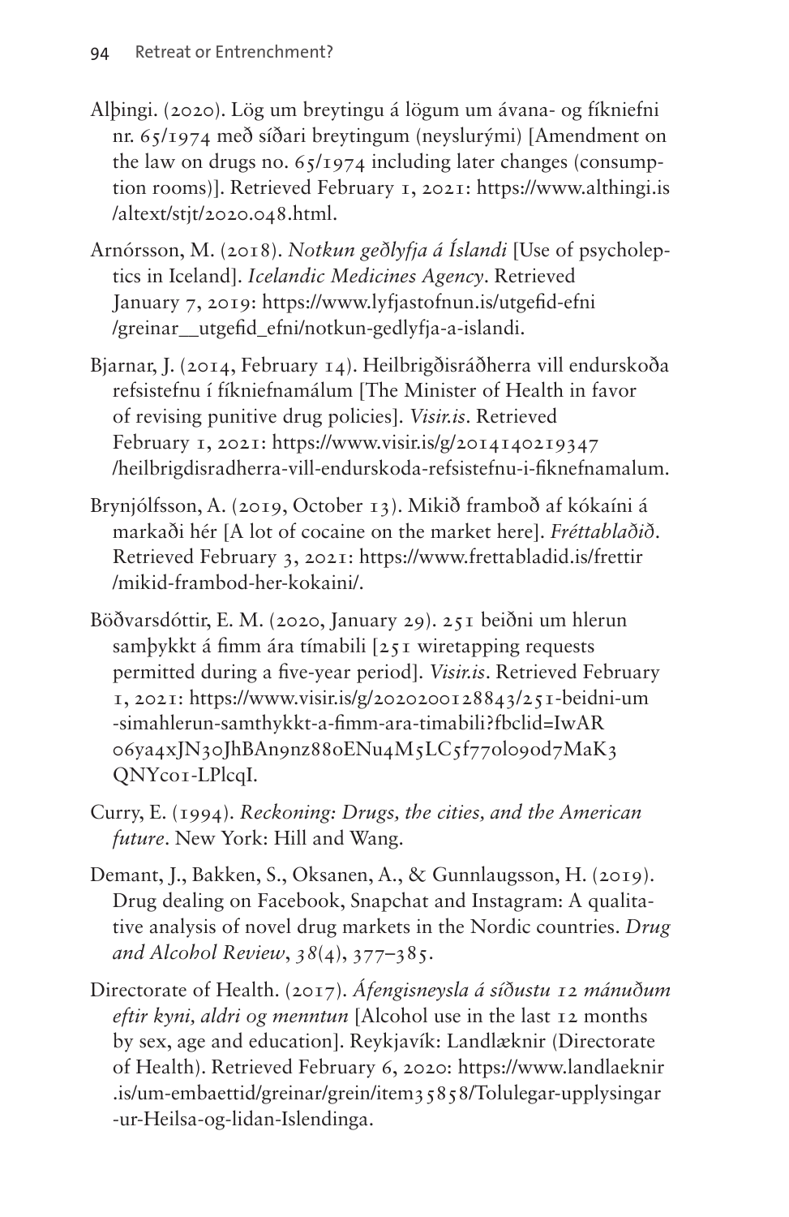Alþingi. (2020). Lög um breytingu á lögum um ávana- og fíkniefni nr. 65/1974 með síðari breytingum (neyslurými) [Amendment on the law on drugs no. 65/1974 including later changes (consumption rooms)]. Retrieved February 1, 2021: https://www.althingi.is/altext/stjt/2020.048.html.

Arnórsson, M. (2018). *Notkun geðlyfja á Íslandi* [Use of psycholeptics in Iceland]. *Icelandic Medicines Agency*. Retrieved January 7, 2019: https://www.lyfjastofnun.is/utgefid-efni/greinar__utgefid_efni/notkun-gedlyfja-a-islandi.

Bjarnar, J. (2014, February 14). Heilbrigðisráðherra vill endurskoða refsistefnu í fíkniefnamálum [The Minister of Health in favor of revising punitive drug policies]. *Visir.is*. Retrieved February 1, 2021: https://www.visir.is/g/2014140219347/heilbrigdisradherra-vill-endurskoda-refsistefnu-i-fiknefnamalum.

Brynjólfsson, A. (2019, October 13). Mikið framboð af kókaíni á markaði hér [A lot of cocaine on the market here]. *Fréttablaðið*. Retrieved February 3, 2021: https://www.frettabladid.is/frettir/mikid-frambod-her-kokaini/.

Böðvarsdóttir, E. M. (2020, January 29). 251 beiðni um hlerun samþykkt á fimm ára tímabili [251 wiretapping requests permitted during a five-year period]. *Visir.is*. Retrieved February 1, 2021: https://www.visir.is/g/2020200128843/251-beidni-um-simahlerun-samthykkt-a-fimm-ara-timabili?fbclid=IwAR06ya4xJN3oJhBAn9nz88oENu4M5LC5f77olo9od7MaK3QNYc01-LPlcqI.

Curry, E. (1994). *Reckoning: Drugs, the cities, and the American future*. New York: Hill and Wang.

Demant, J., Bakken, S., Oksanen, A., & Gunnlaugsson, H. (2019). Drug dealing on Facebook, Snapchat and Instagram: A qualitative analysis of novel drug markets in the Nordic countries. *Drug and Alcohol Review*, *38*(4), 377–385.

Directorate of Health. (2017). *Áfengisneysla á síðustu 12 mánuðum eftir kyni, aldri og menntun* [Alcohol use in the last 12 months by sex, age and education]. Reykjavík: Landlæknir (Directorate of Health). Retrieved February 6, 2020: https://www.landlaeknir.is/um-embaettid/greinar/grein/item35858/Tolulegar-upplysingar-ur-Heilsa-og-lidan-Islendinga.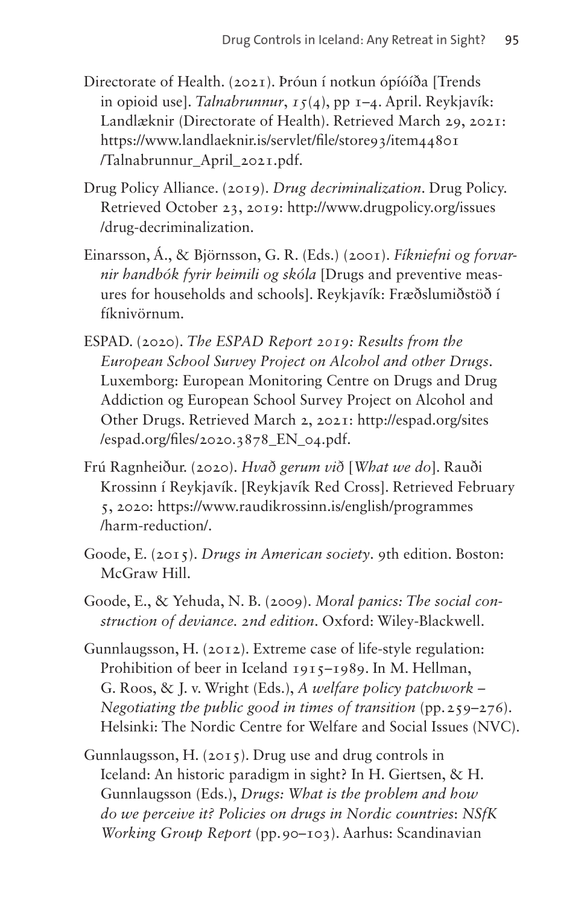Directorate of Health. (2021). Þróun í notkun ópíóíða [Trends in opioid use]. *Talnabrunnur*, *15*(4), pp 1–4. April. Reykjavík: Landlæknir (Directorate of Health). Retrieved March 29, 2021: https://www.landlaeknir.is/servlet/file/store93/item44801/Talnabrunnur_April_2021.pdf.

Drug Policy Alliance. (2019). *Drug decriminalization*. Drug Policy. Retrieved October 23, 2019: http://www.drugpolicy.org/issues/drug-decriminalization.

Einarsson, Á., & Björnsson, G. R. (Eds.) (2001). *Fíkniefni og forvarnir handbók fyrir heimili og skóla* [Drugs and preventive measures for households and schools]. Reykjavík: Fræðslumiðstöð í fíknivörnum.

ESPAD. (2020). *The ESPAD Report 2019: Results from the European School Survey Project on Alcohol and other Drugs*. Luxemborg: European Monitoring Centre on Drugs and Drug Addiction og European School Survey Project on Alcohol and Other Drugs. Retrieved March 2, 2021: http://espad.org/sites/espad.org/files/2020.3878_EN_04.pdf.

Frú Ragnheiður. (2020). *Hvað gerum við* [*What we do*]. Rauði Krossinn í Reykjavík. [Reykjavík Red Cross]. Retrieved February 5, 2020: https://www.raudikrossinn.is/english/programmes/harm-reduction/.

Goode, E. (2015). *Drugs in American society*. 9th edition. Boston: McGraw Hill.

Goode, E., & Yehuda, N. B. (2009). *Moral panics: The social construction of deviance. 2nd edition*. Oxford: Wiley-Blackwell.

Gunnlaugsson, H. (2012). Extreme case of life-style regulation: Prohibition of beer in Iceland 1915–1989. In M. Hellman, G. Roos, & J. v. Wright (Eds.), *A welfare policy patchwork – Negotiating the public good in times of transition* (pp. 259–276). Helsinki: The Nordic Centre for Welfare and Social Issues (NVC).

Gunnlaugsson, H. (2015). Drug use and drug controls in Iceland: An historic paradigm in sight? In H. Giertsen, & H. Gunnlaugsson (Eds.), *Drugs: What is the problem and how do we perceive it? Policies on drugs in Nordic countries*: *NSfK Working Group Report* (pp. 90–103). Aarhus: Scandinavian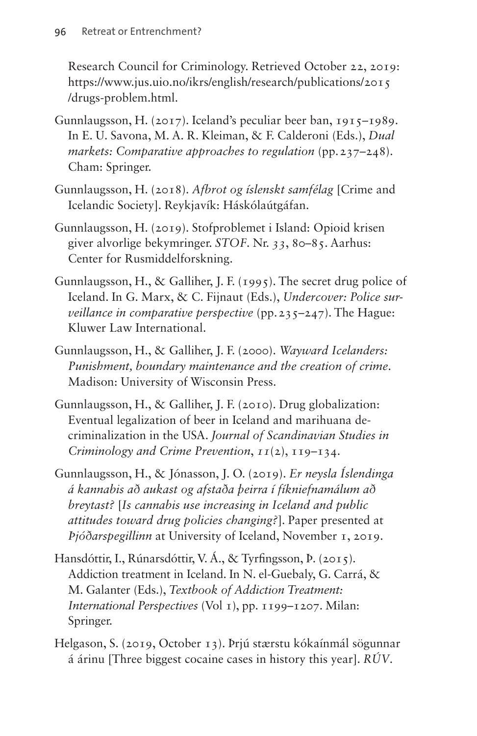Research Council for Criminology. Retrieved October 22, 2019: https://www.jus.uio.no/ikrs/english/research/publications/2015/drugs-problem.html.

Gunnlaugsson, H. (2017). Iceland's peculiar beer ban, 1915–1989. In E. U. Savona, M. A. R. Kleiman, & F. Calderoni (Eds.), *Dual markets: Comparative approaches to regulation* (pp. 237–248). Cham: Springer.

Gunnlaugsson, H. (2018). *Afbrot og íslenskt samfélag* [Crime and Icelandic Society]. Reykjavík: Háskólaútgáfan.

Gunnlaugsson, H. (2019). Stofproblemet i Island: Opioid krisen giver alvorlige bekymringer. *STOF*. Nr. *33*, 80–85. Aarhus: Center for Rusmiddelforskning.

Gunnlaugsson, H., & Galliher, J. F. (1995). The secret drug police of Iceland. In G. Marx, & C. Fijnaut (Eds.), *Undercover: Police surveillance in comparative perspective* (pp. 235–247). The Hague: Kluwer Law International.

Gunnlaugsson, H., & Galliher, J. F. (2000). *Wayward Icelanders: Punishment, boundary maintenance and the creation of crime*. Madison: University of Wisconsin Press.

Gunnlaugsson, H., & Galliher, J. F. (2010). Drug globalization: Eventual legalization of beer in Iceland and marihuana decriminalization in the USA. *Journal of Scandinavian Studies in Criminology and Crime Prevention*, *11*(2), 119–134.

Gunnlaugsson, H., & Jónasson, J. O. (2019). *Er neysla Íslendinga á kannabis að aukast og afstaða þeirra í fíkniefnamálum að breytast?* [*Is cannabis use increasing in Iceland and public attitudes toward drug policies changing?*]. Paper presented at *Þjóðarspegillinn* at University of Iceland, November 1, 2019.

Hansdóttir, I., Rúnarsdóttir, V. Á., & Tyrfingsson, Þ. (2015). Addiction treatment in Iceland. In N. el-Guebaly, G. Carrá, & M. Galanter (Eds.), *Textbook of Addiction Treatment: International Perspectives* (Vol 1), pp. 1199–1207. Milan: Springer.

Helgason, S. (2019, October 13). Þrjú stærstu kókaínmál sögunnar á árinu [Three biggest cocaine cases in history this year]. *RÚV*.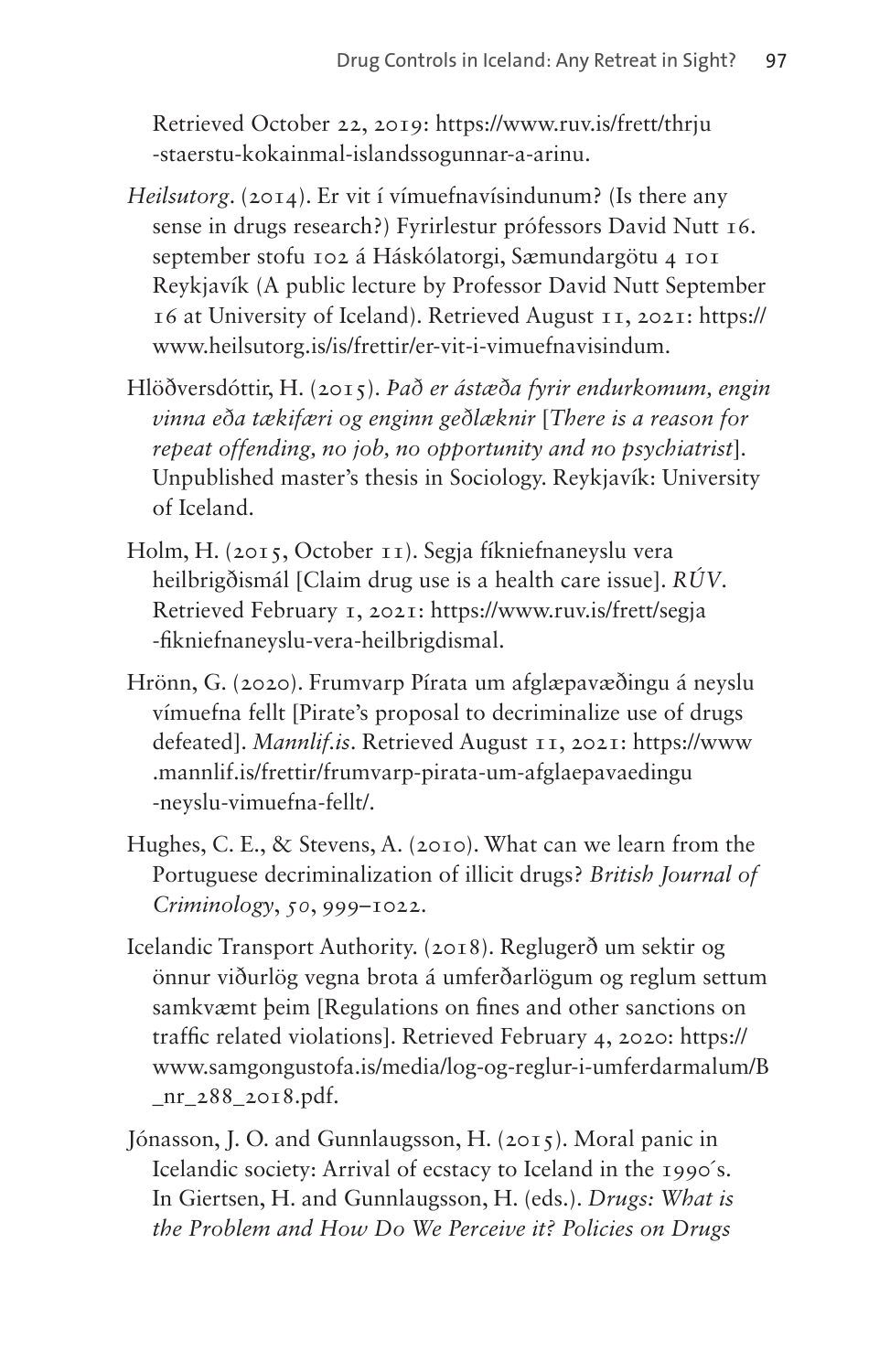Retrieved October 22, 2019: https://www.ruv.is/frett/thrju-staerstu-kokainmal-islandssogunnar-a-arinu.

*Heilsutorg*. (2014). Er vit í vímuefnavísindunum? (Is there any sense in drugs research?) Fyrirlestur prófessors David Nutt 16. september stofu 102 á Háskólatorgi, Sæmundargötu 4 101 Reykjavík (A public lecture by Professor David Nutt September 16 at University of Iceland). Retrieved August 11, 2021: https://www.heilsutorg.is/is/frettir/er-vit-i-vimuefnavisindum.

Hlöðversdóttir, H. (2015). *Það er ástæða fyrir endurkomum, engin vinna eða tækifæri og enginn geðlæknir* [*There is a reason for repeat offending, no job, no opportunity and no psychiatrist*]. Unpublished master's thesis in Sociology. Reykjavík: University of Iceland.

Holm, H. (2015, October 11). Segja fíkniefnaneyslu vera heilbrigðismál [Claim drug use is a health care issue]. *RÚV*. Retrieved February 1, 2021: https://www.ruv.is/frett/segja-fikniefnaneyslu-vera-heilbrigdismal.

Hrönn, G. (2020). Frumvarp Pírata um afglæpavæðingu á neyslu vímuefna fellt [Pirate's proposal to decriminalize use of drugs defeated]. *Mannlif.is*. Retrieved August 11, 2021: https://www.mannlif.is/frettir/frumvarp-pirata-um-afglaepavaedingu-neyslu-vimuefna-fellt/.

Hughes, C. E., & Stevens, A. (2010). What can we learn from the Portuguese decriminalization of illicit drugs? *British Journal of Criminology*, *50*, 999–1022.

Icelandic Transport Authority. (2018). Reglugerð um sektir og önnur viðurlög vegna brota á umferðarlögum og reglum settum samkvæmt þeim [Regulations on fines and other sanctions on traffic related violations]. Retrieved February 4, 2020: https://www.samgongustofa.is/media/log-og-reglur-i-umferdarmalum/B_nr_288_2018.pdf.

Jónasson, J. O. and Gunnlaugsson, H. (2015). Moral panic in Icelandic society: Arrival of ecstacy to Iceland in the 1990´s. In Giertsen, H. and Gunnlaugsson, H. (eds.). *Drugs: What is the Problem and How Do We Perceive it? Policies on Drugs*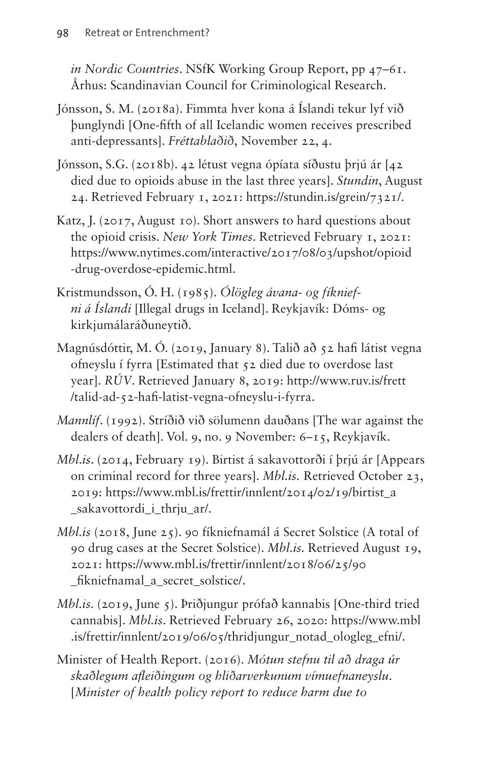*in Nordic Countries*. NSfK Working Group Report, pp 47–61. Århus: Scandinavian Council for Criminological Research.

Jónsson, S. M. (2018a). Fimmta hver kona á Íslandi tekur lyf við þunglyndi [One-fifth of all Icelandic women receives prescribed anti-depressants]. *Fréttablaðið*, November 22, 4.

Jónsson, S.G. (2018b). 42 létust vegna ópíata síðustu þrjú ár [42 died due to opioids abuse in the last three years]. *Stundin*, August 24. Retrieved February 1, 2021: https://stundin.is/grein/7321/.

Katz, J. (2017, August 10). Short answers to hard questions about the opioid crisis. *New York Times*. Retrieved February 1, 2021: https://www.nytimes.com/interactive/2017/08/03/upshot/opioid-drug-overdose-epidemic.html.

Kristmundsson, Ó. H. (1985). *Ólögleg ávana- og fíkniefni á Íslandi* [Illegal drugs in Iceland]. Reykjavík: Dóms- og kirkjumálaráðuneytið.

Magnúsdóttir, M. Ó. (2019, January 8). Talið að 52 hafi látist vegna ofneyslu í fyrra [Estimated that 52 died due to overdose last year]. *RÚV*. Retrieved January 8, 2019: http://www.ruv.is/frett/talid-ad-52-hafi-latist-vegna-ofneyslu-i-fyrra.

*Mannlíf*. (1992). Stríðið við sölumenn dauðans [The war against the dealers of death]. Vol. 9, no. 9 November: 6–15, Reykjavík.

*Mbl.is*. (2014, February 19). Birtist á sakavottorði í þrjú ár [Appears on criminal record for three years]. *Mbl.is.* Retrieved October 23, 2019: https://www.mbl.is/frettir/innlent/2014/02/19/birtist_a_sakavottordi_i_thrju_ar/.

*Mbl.is* (2018, June 25). 90 fíkniefnamál á Secret Solstice (A total of 90 drug cases at the Secret Solstice). *Mbl.is.* Retrieved August 19, 2021: https://www.mbl.is/frettir/innlent/2018/06/25/90_fikniefnamal_a_secret_solstice/.

*Mbl.is.* (2019, June 5). Þriðjungur prófað kannabis [One-third tried cannabis]. *Mbl.is*. Retrieved February 26, 2020: https://www.mbl.is/frettir/innlent/2019/06/05/thridjungur_notad_ologleg_efni/.

Minister of Health Report. (2016). *Mótun stefnu til að draga úr skaðlegum afleiðingum og hliðarverkunum vímuefnaneyslu.* [*Minister of health policy report to reduce harm due to*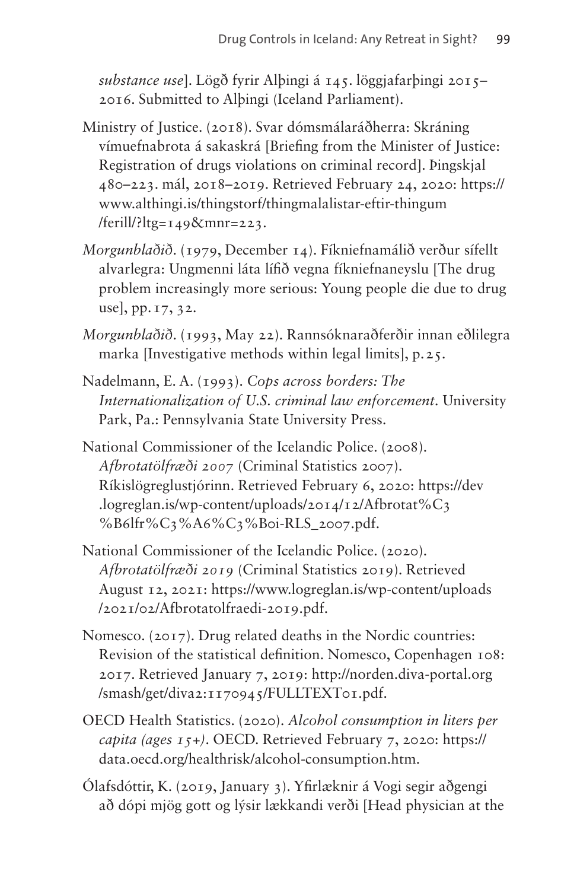*substance use*]. Lögð fyrir Alþingi á 145. löggjafarþingi 2015–2016. Submitted to Alþingi (Iceland Parliament).

Ministry of Justice. (2018). Svar dómsmálaráðherra: Skráning vímuefnabrota á sakaskrá [Briefing from the Minister of Justice: Registration of drugs violations on criminal record]. Þingskjal 480–223. mál, 2018–2019. Retrieved February 24, 2020: https://www.althingi.is/thingstorf/thingmalalistar-eftir-thingum/ferill/?ltg=149&mnr=223.

*Morgunblaðið*. (1979, December 14). Fíkniefnamálið verður sífellt alvarlegra: Ungmenni láta lífið vegna fíkniefnaneyslu [The drug problem increasingly more serious: Young people die due to drug use], pp. 17, 32.

*Morgunblaðið*. (1993, May 22). Rannsóknaraðferðir innan eðlilegra marka [Investigative methods within legal limits], p. 25.

Nadelmann, E. A. (1993). *Cops across borders: The Internationalization of U.S. criminal law enforcement*. University Park, Pa.: Pennsylvania State University Press.

National Commissioner of the Icelandic Police. (2008). *Afbrotatölfræði 2007* (Criminal Statistics 2007). Ríkislögreglustjórinn. Retrieved February 6, 2020: https://dev.logreglan.is/wp-content/uploads/2014/12/Afbrotat%C3%B6lfr%C3%A6%C3%B0i-RLS_2007.pdf.

National Commissioner of the Icelandic Police. (2020). *Afbrotatölfræði 2019* (Criminal Statistics 2019). Retrieved August 12, 2021: https://www.logreglan.is/wp-content/uploads/2021/02/Afbrotatolfraedi-2019.pdf.

Nomesco. (2017). Drug related deaths in the Nordic countries: Revision of the statistical definition. Nomesco, Copenhagen 108: 2017. Retrieved January 7, 2019: http://norden.diva-portal.org/smash/get/diva2:1170945/FULLTEXT01.pdf.

OECD Health Statistics. (2020). *Alcohol consumption in liters per capita (ages 15+)*. OECD. Retrieved February 7, 2020: https://data.oecd.org/healthrisk/alcohol-consumption.htm.

Ólafsdóttir, K. (2019, January 3). Yfirlæknir á Vogi segir aðgengi að dópi mjög gott og lýsir lækkandi verði [Head physician at the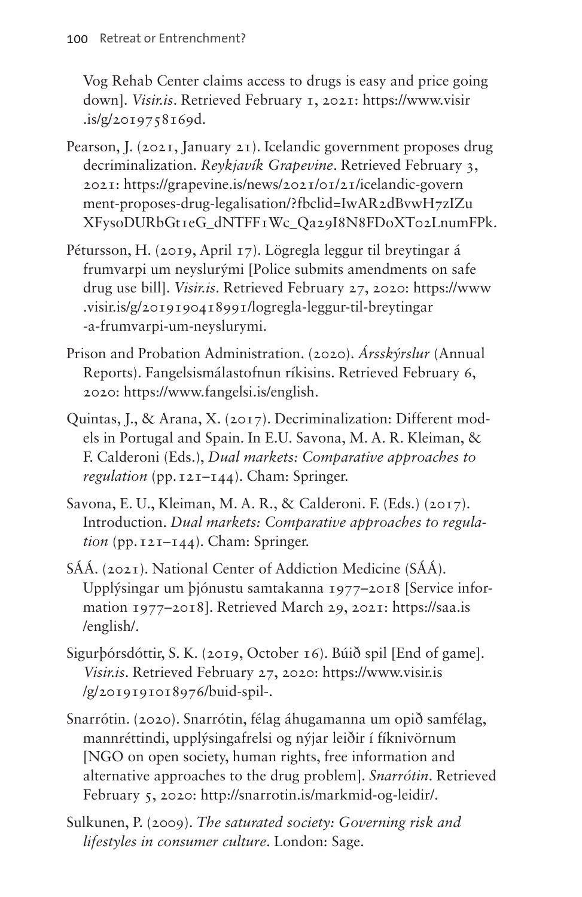Vog Rehab Center claims access to drugs is easy and price going down]. *Visir.is*. Retrieved February 1, 2021: https://www.visir.is/g/2019758169d.

Pearson, J. (2021, January 21). Icelandic government proposes drug decriminalization. *Reykjavík Grapevine*. Retrieved February 3, 2021: https://grapevine.is/news/2021/01/21/icelandic-government-proposes-drug-legalisation/?fbclid=IwAR2dBvwH7zIZuXFysoDURbGt1eG_dNTFF1Wc_Qa29I8N8FDoXTo2LnumFPk.

Pétursson, H. (2019, April 17). Lögregla leggur til breytingar á frumvarpi um neyslurými [Police submits amendments on safe drug use bill]. *Visir.is*. Retrieved February 27, 2020: https://www.visir.is/g/2019190418991/logregla-leggur-til-breytingar-a-frumvarpi-um-neyslurymi.

Prison and Probation Administration. (2020). *Ársskýrslur* (Annual Reports). Fangelsismálastofnun ríkisins. Retrieved February 6, 2020: https://www.fangelsi.is/english.

Quintas, J., & Arana, X. (2017). Decriminalization: Different models in Portugal and Spain. In E.U. Savona, M. A. R. Kleiman, & F. Calderoni (Eds.), *Dual markets: Comparative approaches to regulation* (pp. 121–144). Cham: Springer.

Savona, E. U., Kleiman, M. A. R., & Calderoni. F. (Eds.) (2017). Introduction. *Dual markets: Comparative approaches to regulation* (pp. 121–144). Cham: Springer.

SÁÁ. (2021). National Center of Addiction Medicine (SÁÁ). Upplýsingar um þjónustu samtakanna 1977–2018 [Service information 1977–2018]. Retrieved March 29, 2021: https://saa.is/english/.

Sigurþórsdóttir, S. K. (2019, October 16). Búið spil [End of game]. *Visir.is*. Retrieved February 27, 2020: https://www.visir.is/g/2019191018976/buid-spil-.

Snarrótin. (2020). Snarrótin, félag áhugamanna um opið samfélag, mannréttindi, upplýsingafrelsi og nýjar leiðir í fíknivörnum [NGO on open society, human rights, free information and alternative approaches to the drug problem]. *Snarrótin*. Retrieved February 5, 2020: http://snarrotin.is/markmid-og-leidir/.

Sulkunen, P. (2009). *The saturated society: Governing risk and lifestyles in consumer culture*. London: Sage.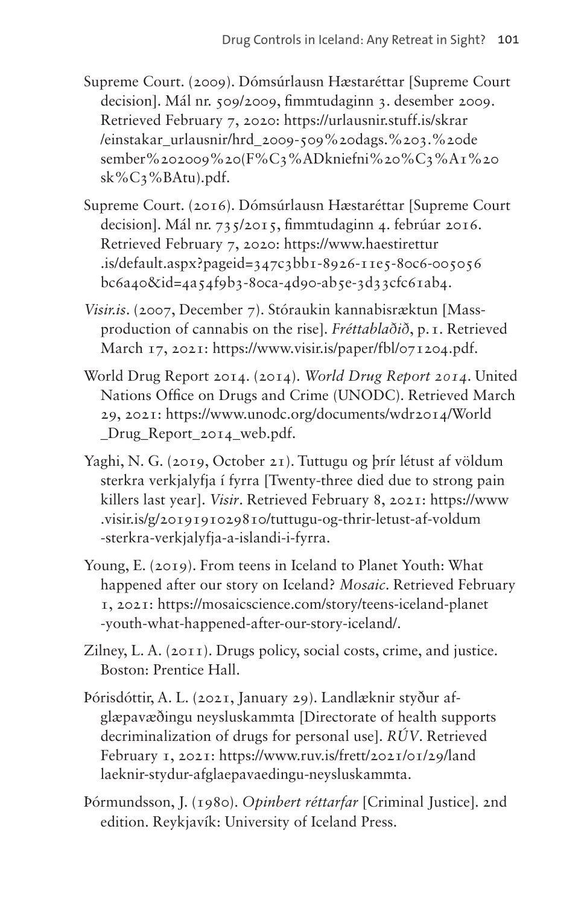Supreme Court. (2009). Dómsúrlausn Hæstaréttar [Supreme Court decision]. Mál nr. 509/2009, fimmtudaginn 3. desember 2009. Retrieved February 7, 2020: https://urlausnir.stuff.is/skrar/einstakar_urlausnir/hrd_2009-509%20dags.%203.%20desember%202009%20(F%C3%ADkniefni%20%C3%A1%20sk%C3%BAtu).pdf.

Supreme Court. (2016). Dómsúrlausn Hæstaréttar [Supreme Court decision]. Mál nr. 735/2015, fimmtudaginn 4. febrúar 2016. Retrieved February 7, 2020: https://www.haestirettur.is/default.aspx?pageid=347c3bb1-8926-11e5-80c6-005056bc6a40&id=4a54f9b3-80ca-4d90-ab5e-3d33cfc61ab4.

*Visir.is*. (2007, December 7). Stóraukin kannabisræktun [Mass-production of cannabis on the rise]. *Fréttablaðið*, p. 1. Retrieved March 17, 2021: https://www.visir.is/paper/fbl/071204.pdf.

World Drug Report 2014. (2014). *World Drug Report 2014*. United Nations Office on Drugs and Crime (UNODC). Retrieved March 29, 2021: https://www.unodc.org/documents/wdr2014/World_Drug_Report_2014_web.pdf.

Yaghi, N. G. (2019, October 21). Tuttugu og þrír létust af völdum sterkra verkjalyfja í fyrra [Twenty-three died due to strong pain killers last year]. *Visir*. Retrieved February 8, 2021: https://www.visir.is/g/2019191029810/tuttugu-og-thrir-letust-af-voldum-sterkra-verkjalyfja-a-islandi-i-fyrra.

Young, E. (2019). From teens in Iceland to Planet Youth: What happened after our story on Iceland? *Mosaic*. Retrieved February 1, 2021: https://mosaicscience.com/story/teens-iceland-planet-youth-what-happened-after-our-story-iceland/.

Zilney, L. A. (2011). Drugs policy, social costs, crime, and justice. Boston: Prentice Hall.

Þórisdóttir, A. L. (2021, January 29). Landlæknir styður afglæpavæðingu neysluskammta [Directorate of health supports decriminalization of drugs for personal use]. *RÚV*. Retrieved February 1, 2021: https://www.ruv.is/frett/2021/01/29/landlaeknir-stydur-afglaepavaedingu-neysluskammta.

Þórmundsson, J. (1980). *Opinbert réttarfar* [Criminal Justice]. 2nd edition. Reykjavík: University of Iceland Press.